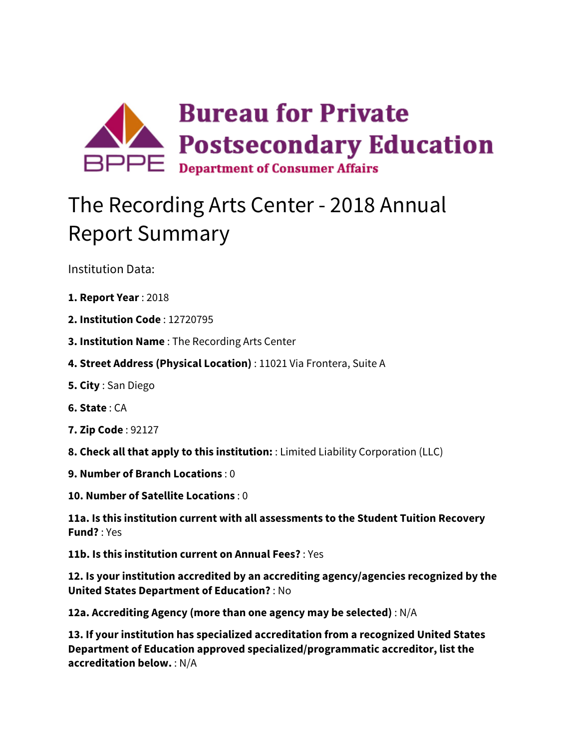Bureau for Private Postsecondary Education
Department of Consumer Affairs

# The Recording Arts Center - 2018 Annual Report Summary

Institution Data:

**1. Report Year** : 2018

**2. Institution Code** : 12720795

**3. Institution Name** : The Recording Arts Center

**4. Street Address (Physical Location)** : 11021 Via Frontera, Suite A

**5. City** : San Diego

**6. State** : CA

**7. Zip Code** : 92127

**8. Check all that apply to this institution:** : Limited Liability Corporation (LLC)

**9. Number of Branch Locations** : 0

**10. Number of Satellite Locations** : 0

**11a. Is this institution current with all assessments to the Student Tuition Recovery Fund?** : Yes

**11b. Is this institution current on Annual Fees?** : Yes

**12. Is your institution accredited by an accrediting agency/agencies recognized by the United States Department of Education?** : No

**12a. Accrediting Agency (more than one agency may be selected)** : N/A

**13. If your institution has specialized accreditation from a recognized United States Department of Education approved specialized/programmatic accreditor, list the accreditation below.** : N/A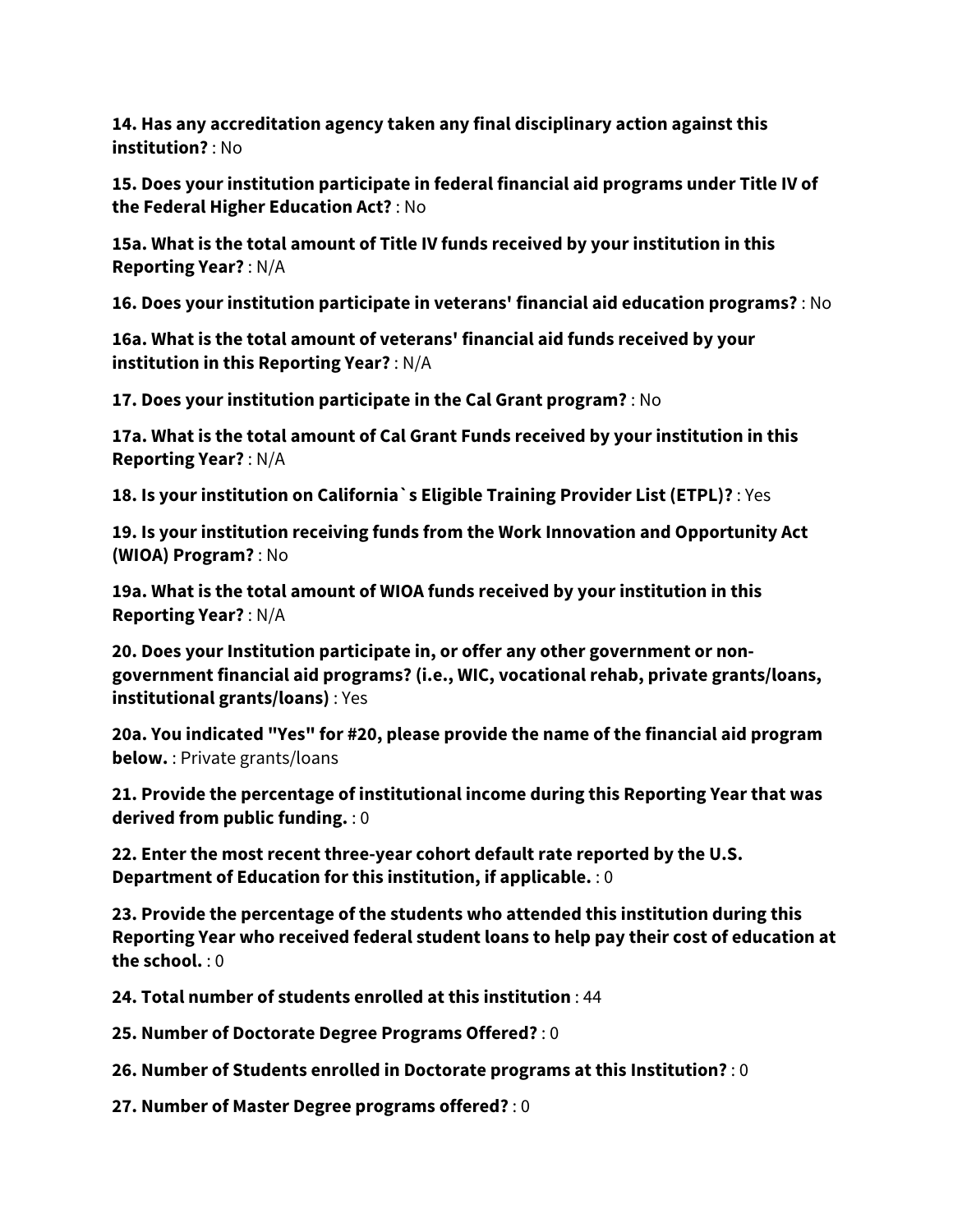**14. Has any accreditation agency taken any final disciplinary action against this institution?** : No

**15. Does your institution participate in federal financial aid programs under Title IV of the Federal Higher Education Act?** : No

**15a. What is the total amount of Title IV funds received by your institution in this Reporting Year?** : N/A

**16. Does your institution participate in veterans' financial aid education programs?** : No

**16a. What is the total amount of veterans' financial aid funds received by your institution in this Reporting Year?** : N/A

**17. Does your institution participate in the Cal Grant program?** : No

**17a. What is the total amount of Cal Grant Funds received by your institution in this Reporting Year?** : N/A

**18. Is your institution on California`s Eligible Training Provider List (ETPL)?** : Yes

**19. Is your institution receiving funds from the Work Innovation and Opportunity Act (WIOA) Program?** : No

**19a. What is the total amount of WIOA funds received by your institution in this Reporting Year?** : N/A

**20. Does your Institution participate in, or offer any other government or non-government financial aid programs? (i.e., WIC, vocational rehab, private grants/loans, institutional grants/loans)** : Yes

**20a. You indicated "Yes" for #20, please provide the name of the financial aid program below.** : Private grants/loans

**21. Provide the percentage of institutional income during this Reporting Year that was derived from public funding.** : 0

**22. Enter the most recent three-year cohort default rate reported by the U.S. Department of Education for this institution, if applicable.** : 0

**23. Provide the percentage of the students who attended this institution during this Reporting Year who received federal student loans to help pay their cost of education at the school.** : 0

**24. Total number of students enrolled at this institution** : 44

**25. Number of Doctorate Degree Programs Offered?** : 0

**26. Number of Students enrolled in Doctorate programs at this Institution?** : 0

**27. Number of Master Degree programs offered?** : 0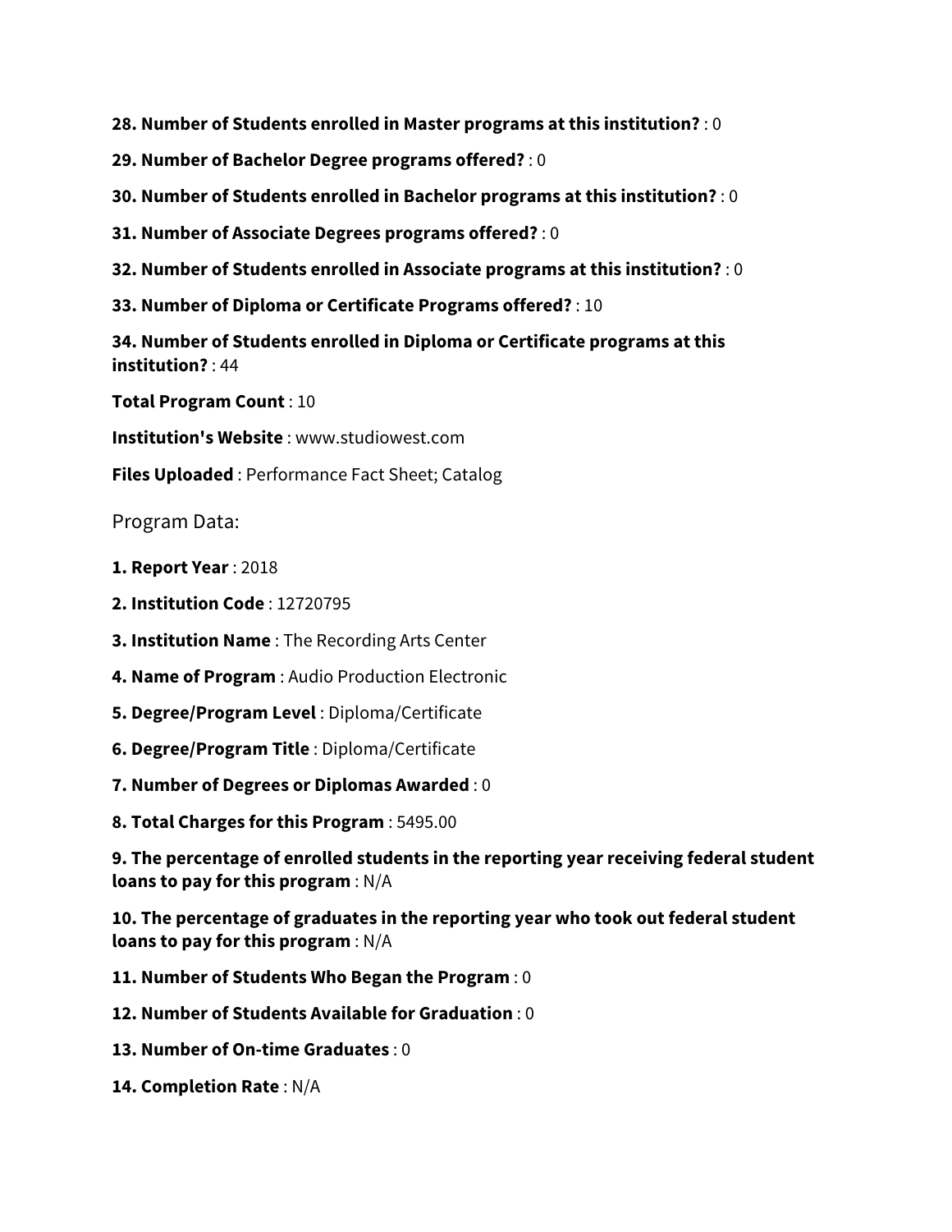**28. Number of Students enrolled in Master programs at this institution?** : 0

**29. Number of Bachelor Degree programs offered?** : 0

**30. Number of Students enrolled in Bachelor programs at this institution?** : 0

**31. Number of Associate Degrees programs offered?** : 0

**32. Number of Students enrolled in Associate programs at this institution?** : 0

**33. Number of Diploma or Certificate Programs offered?** : 10

**34. Number of Students enrolled in Diploma or Certificate programs at this institution?** : 44

**Total Program Count** : 10

**Institution's Website** : www.studiowest.com

**Files Uploaded** : Performance Fact Sheet; Catalog

Program Data:

**1. Report Year** : 2018

**2. Institution Code** : 12720795

**3. Institution Name** : The Recording Arts Center

**4. Name of Program** : Audio Production Electronic

**5. Degree/Program Level** : Diploma/Certificate

**6. Degree/Program Title** : Diploma/Certificate

**7. Number of Degrees or Diplomas Awarded** : 0

**8. Total Charges for this Program** : 5495.00

**9. The percentage of enrolled students in the reporting year receiving federal student loans to pay for this program** : N/A

**10. The percentage of graduates in the reporting year who took out federal student loans to pay for this program** : N/A

**11. Number of Students Who Began the Program** : 0

**12. Number of Students Available for Graduation** : 0

**13. Number of On-time Graduates** : 0

**14. Completion Rate** : N/A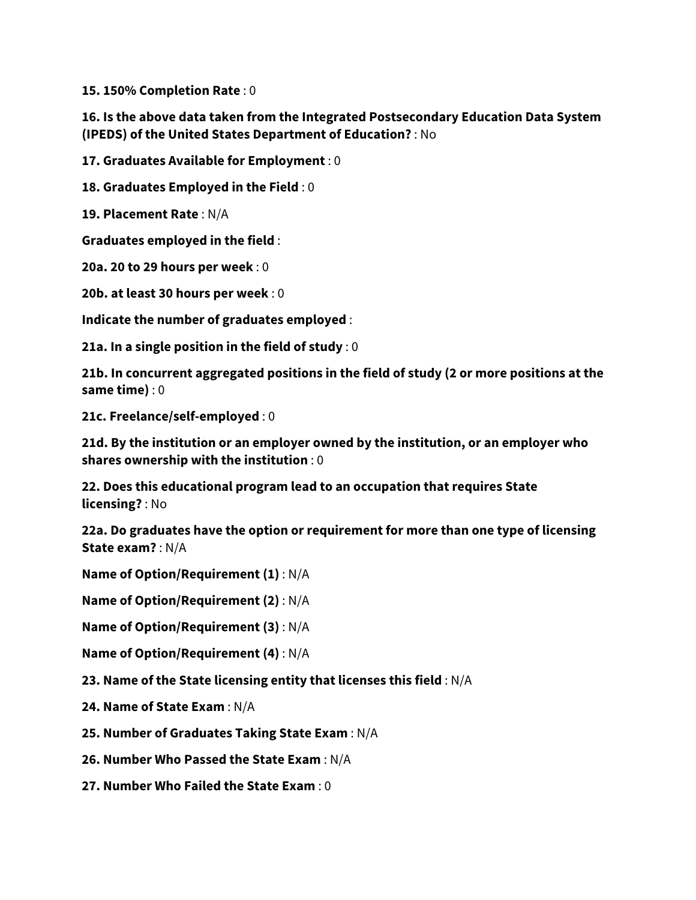**15. 150% Completion Rate** : 0

**16. Is the above data taken from the Integrated Postsecondary Education Data System (IPEDS) of the United States Department of Education?** : No

**17. Graduates Available for Employment** : 0

**18. Graduates Employed in the Field** : 0

**19. Placement Rate** : N/A

**Graduates employed in the field** :

**20a. 20 to 29 hours per week** : 0

**20b. at least 30 hours per week** : 0

**Indicate the number of graduates employed** :

**21a. In a single position in the field of study** : 0

**21b. In concurrent aggregated positions in the field of study (2 or more positions at the same time)** : 0

**21c. Freelance/self-employed** : 0

**21d. By the institution or an employer owned by the institution, or an employer who shares ownership with the institution** : 0

**22. Does this educational program lead to an occupation that requires State licensing?** : No

**22a. Do graduates have the option or requirement for more than one type of licensing State exam?** : N/A

**Name of Option/Requirement (1)** : N/A

**Name of Option/Requirement (2)** : N/A

**Name of Option/Requirement (3)** : N/A

**Name of Option/Requirement (4)** : N/A

**23. Name of the State licensing entity that licenses this field** : N/A

**24. Name of State Exam** : N/A

**25. Number of Graduates Taking State Exam** : N/A

**26. Number Who Passed the State Exam** : N/A

**27. Number Who Failed the State Exam** : 0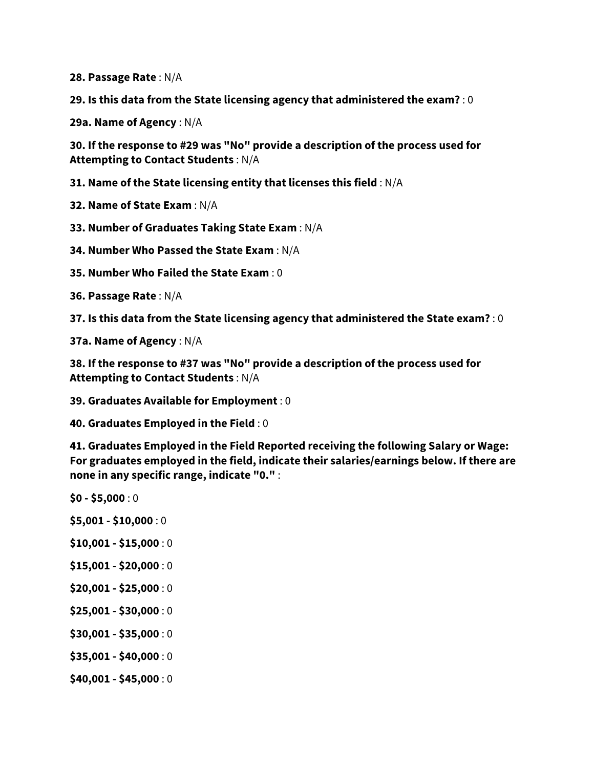**28. Passage Rate** : N/A

**29. Is this data from the State licensing agency that administered the exam?** : 0

**29a. Name of Agency** : N/A

**30. If the response to #29 was "No" provide a description of the process used for Attempting to Contact Students** : N/A

**31. Name of the State licensing entity that licenses this field** : N/A

**32. Name of State Exam** : N/A

**33. Number of Graduates Taking State Exam** : N/A

**34. Number Who Passed the State Exam** : N/A

**35. Number Who Failed the State Exam** : 0

**36. Passage Rate** : N/A

**37. Is this data from the State licensing agency that administered the State exam?** : 0

**37a. Name of Agency** : N/A

**38. If the response to #37 was "No" provide a description of the process used for Attempting to Contact Students** : N/A

**39. Graduates Available for Employment** : 0

**40. Graduates Employed in the Field** : 0

**41. Graduates Employed in the Field Reported receiving the following Salary or Wage: For graduates employed in the field, indicate their salaries/earnings below. If there are none in any specific range, indicate "0."** :

**$0 - $5,000** : 0

**$5,001 - $10,000** : 0

**$10,001 - $15,000** : 0

**$15,001 - $20,000** : 0

**$20,001 - $25,000** : 0

**$25,001 - $30,000** : 0

**$30,001 - $35,000** : 0

**$35,001 - $40,000** : 0

**$40,001 - $45,000** : 0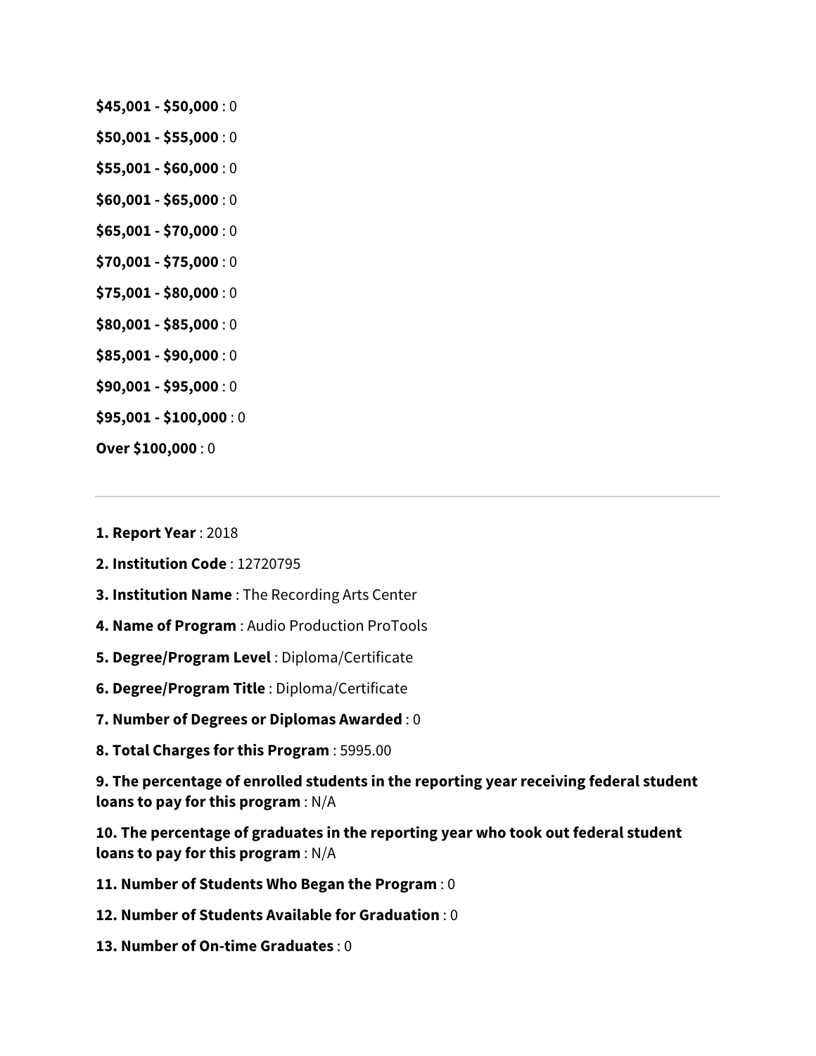**$45,001 - $50,000** : 0

**$50,001 - $55,000** : 0

**$55,001 - $60,000** : 0

**$60,001 - $65,000** : 0

**$65,001 - $70,000** : 0

**$70,001 - $75,000** : 0

**$75,001 - $80,000** : 0

**$80,001 - $85,000** : 0

**$85,001 - $90,000** : 0

**$90,001 - $95,000** : 0

**$95,001 - $100,000** : 0

**Over $100,000** : 0

---

**1. Report Year** : 2018

**2. Institution Code** : 12720795

**3. Institution Name** : The Recording Arts Center

**4. Name of Program** : Audio Production ProTools

**5. Degree/Program Level** : Diploma/Certificate

**6. Degree/Program Title** : Diploma/Certificate

**7. Number of Degrees or Diplomas Awarded** : 0

**8. Total Charges for this Program** : 5995.00

**9. The percentage of enrolled students in the reporting year receiving federal student loans to pay for this program** : N/A

**10. The percentage of graduates in the reporting year who took out federal student loans to pay for this program** : N/A

**11. Number of Students Who Began the Program** : 0

**12. Number of Students Available for Graduation** : 0

**13. Number of On-time Graduates** : 0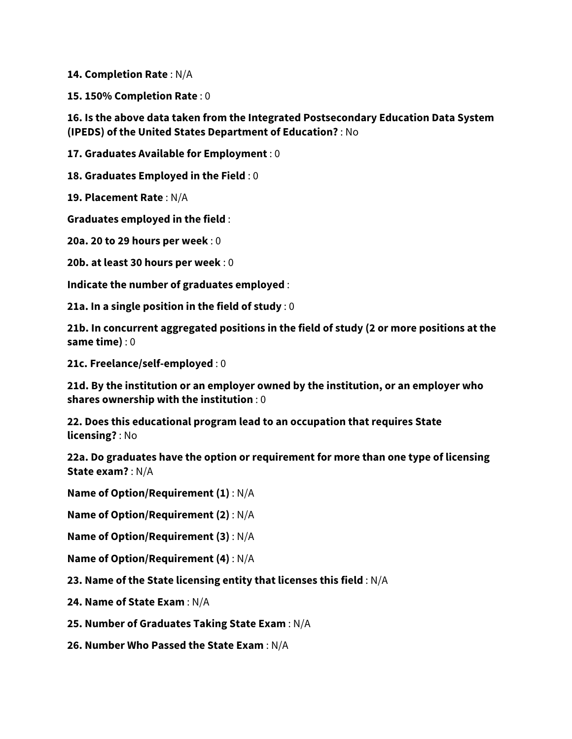**14. Completion Rate** : N/A

**15. 150% Completion Rate** : 0

**16. Is the above data taken from the Integrated Postsecondary Education Data System (IPEDS) of the United States Department of Education?** : No

**17. Graduates Available for Employment** : 0

**18. Graduates Employed in the Field** : 0

**19. Placement Rate** : N/A

**Graduates employed in the field** :

**20a. 20 to 29 hours per week** : 0

**20b. at least 30 hours per week** : 0

**Indicate the number of graduates employed** :

**21a. In a single position in the field of study** : 0

**21b. In concurrent aggregated positions in the field of study (2 or more positions at the same time)** : 0

**21c. Freelance/self-employed** : 0

**21d. By the institution or an employer owned by the institution, or an employer who shares ownership with the institution** : 0

**22. Does this educational program lead to an occupation that requires State licensing?** : No

**22a. Do graduates have the option or requirement for more than one type of licensing State exam?** : N/A

**Name of Option/Requirement (1)** : N/A

**Name of Option/Requirement (2)** : N/A

**Name of Option/Requirement (3)** : N/A

**Name of Option/Requirement (4)** : N/A

**23. Name of the State licensing entity that licenses this field** : N/A

**24. Name of State Exam** : N/A

**25. Number of Graduates Taking State Exam** : N/A

**26. Number Who Passed the State Exam** : N/A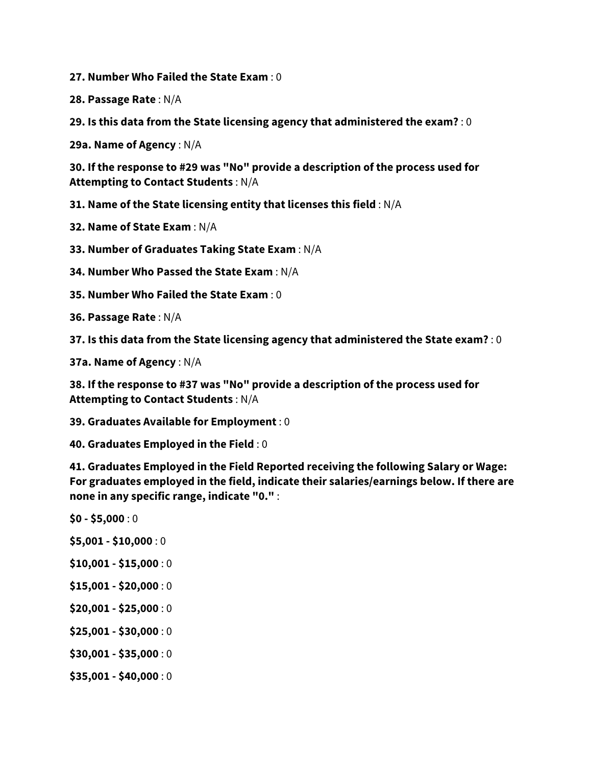**27. Number Who Failed the State Exam** : 0

**28. Passage Rate** : N/A

**29. Is this data from the State licensing agency that administered the exam?** : 0

**29a. Name of Agency** : N/A

**30. If the response to #29 was "No" provide a description of the process used for Attempting to Contact Students** : N/A

**31. Name of the State licensing entity that licenses this field** : N/A

**32. Name of State Exam** : N/A

**33. Number of Graduates Taking State Exam** : N/A

**34. Number Who Passed the State Exam** : N/A

**35. Number Who Failed the State Exam** : 0

**36. Passage Rate** : N/A

**37. Is this data from the State licensing agency that administered the State exam?** : 0

**37a. Name of Agency** : N/A

**38. If the response to #37 was "No" provide a description of the process used for Attempting to Contact Students** : N/A

**39. Graduates Available for Employment** : 0

**40. Graduates Employed in the Field** : 0

**41. Graduates Employed in the Field Reported receiving the following Salary or Wage: For graduates employed in the field, indicate their salaries/earnings below. If there are none in any specific range, indicate "0."** :

**$0 - $5,000** : 0

**$5,001 - $10,000** : 0

**$10,001 - $15,000** : 0

**$15,001 - $20,000** : 0

**$20,001 - $25,000** : 0

**$25,001 - $30,000** : 0

**$30,001 - $35,000** : 0

**$35,001 - $40,000** : 0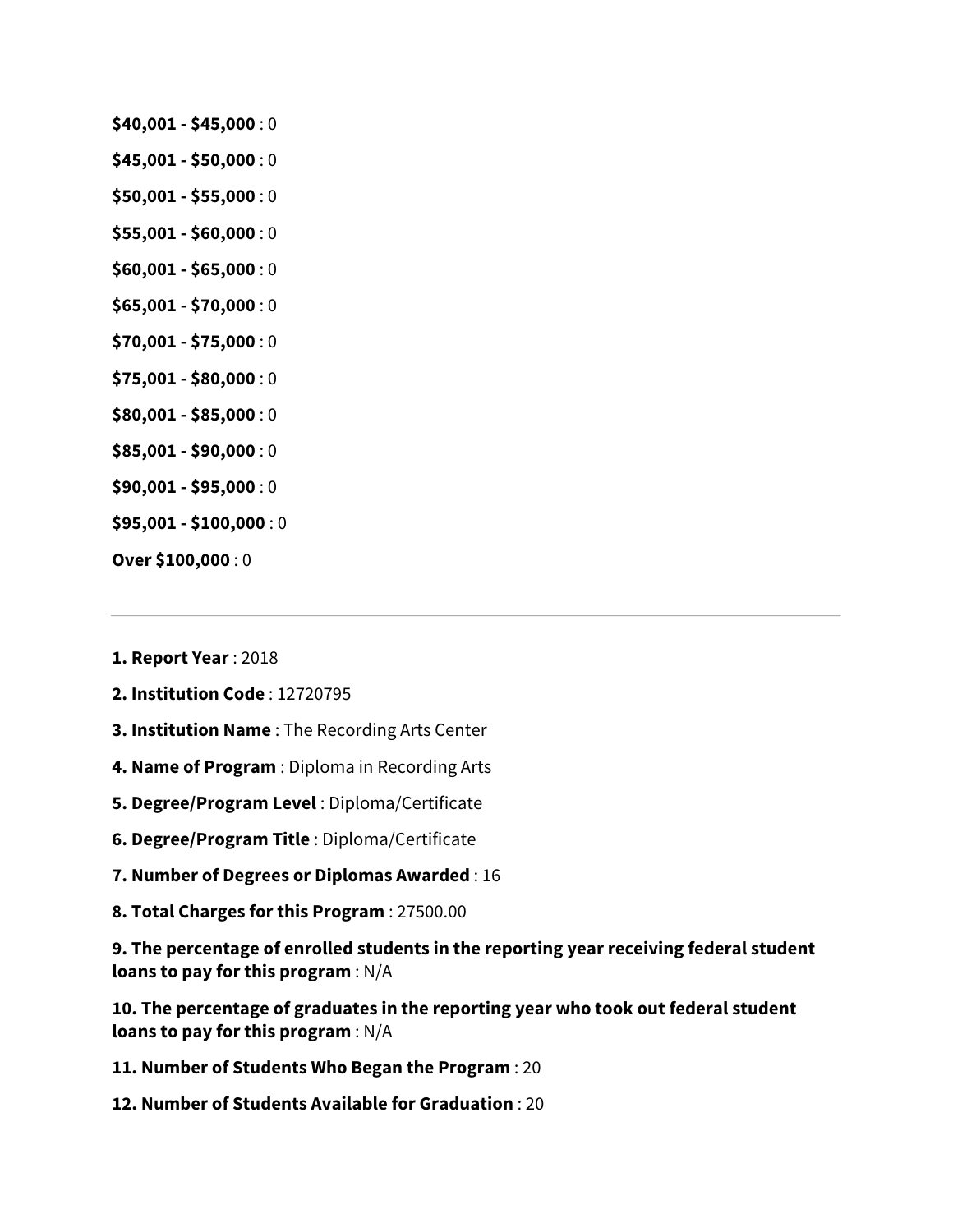**$40,001 - $45,000** : 0

**$45,001 - $50,000** : 0

**$50,001 - $55,000** : 0

**$55,001 - $60,000** : 0

**$60,001 - $65,000** : 0

**$65,001 - $70,000** : 0

**$70,001 - $75,000** : 0

**$75,001 - $80,000** : 0

**$80,001 - $85,000** : 0

**$85,001 - $90,000** : 0

**$90,001 - $95,000** : 0

**$95,001 - $100,000** : 0

**Over $100,000** : 0

---

**1. Report Year** : 2018

**2. Institution Code** : 12720795

**3. Institution Name** : The Recording Arts Center

**4. Name of Program** : Diploma in Recording Arts

**5. Degree/Program Level** : Diploma/Certificate

**6. Degree/Program Title** : Diploma/Certificate

**7. Number of Degrees or Diplomas Awarded** : 16

**8. Total Charges for this Program** : 27500.00

**9. The percentage of enrolled students in the reporting year receiving federal student loans to pay for this program** : N/A

**10. The percentage of graduates in the reporting year who took out federal student loans to pay for this program** : N/A

**11. Number of Students Who Began the Program** : 20

**12. Number of Students Available for Graduation** : 20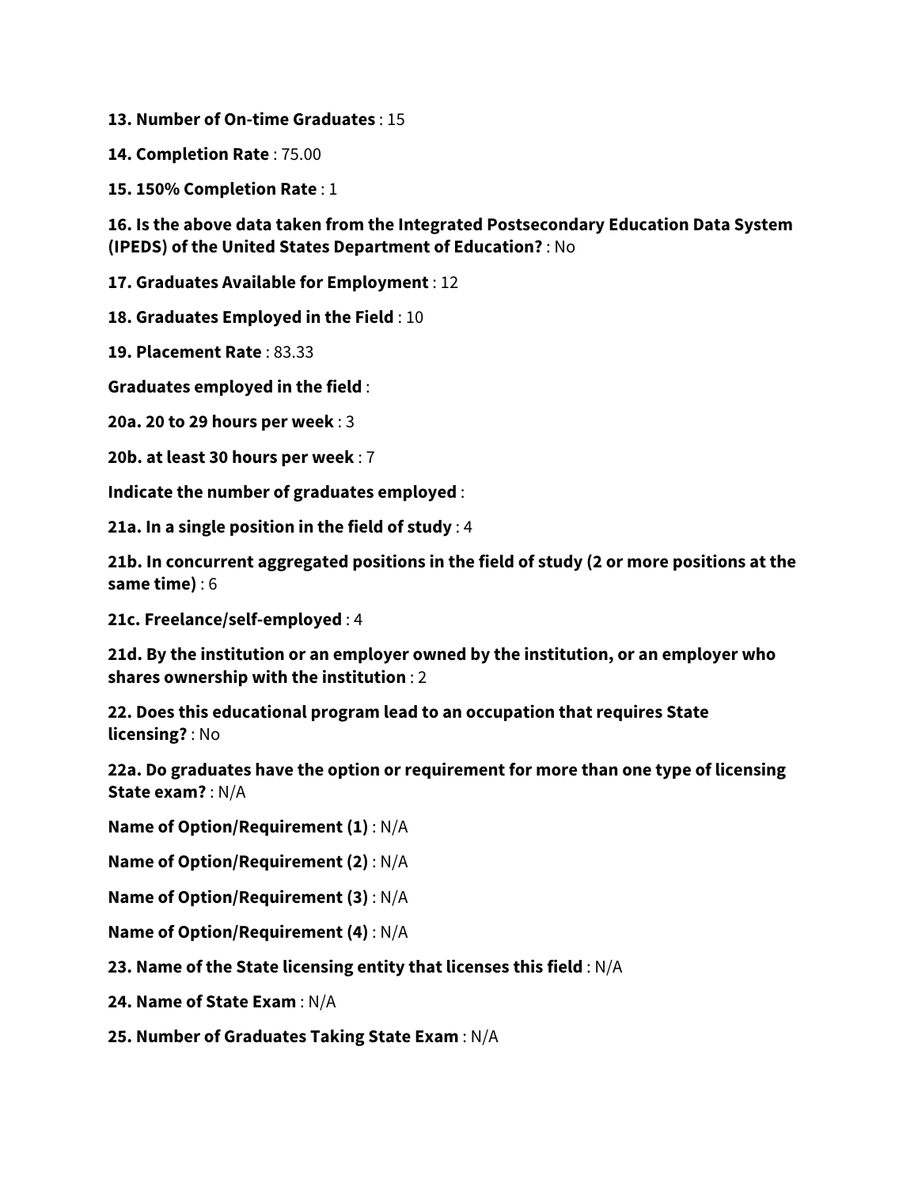**13. Number of On-time Graduates** : 15

**14. Completion Rate** : 75.00

**15. 150% Completion Rate** : 1

**16. Is the above data taken from the Integrated Postsecondary Education Data System (IPEDS) of the United States Department of Education?** : No

**17. Graduates Available for Employment** : 12

**18. Graduates Employed in the Field** : 10

**19. Placement Rate** : 83.33

**Graduates employed in the field** :

**20a. 20 to 29 hours per week** : 3

**20b. at least 30 hours per week** : 7

**Indicate the number of graduates employed** :

**21a. In a single position in the field of study** : 4

**21b. In concurrent aggregated positions in the field of study (2 or more positions at the same time)** : 6

**21c. Freelance/self-employed** : 4

**21d. By the institution or an employer owned by the institution, or an employer who shares ownership with the institution** : 2

**22. Does this educational program lead to an occupation that requires State licensing?** : No

**22a. Do graduates have the option or requirement for more than one type of licensing State exam?** : N/A

**Name of Option/Requirement (1)** : N/A

**Name of Option/Requirement (2)** : N/A

**Name of Option/Requirement (3)** : N/A

**Name of Option/Requirement (4)** : N/A

**23. Name of the State licensing entity that licenses this field** : N/A

**24. Name of State Exam** : N/A

**25. Number of Graduates Taking State Exam** : N/A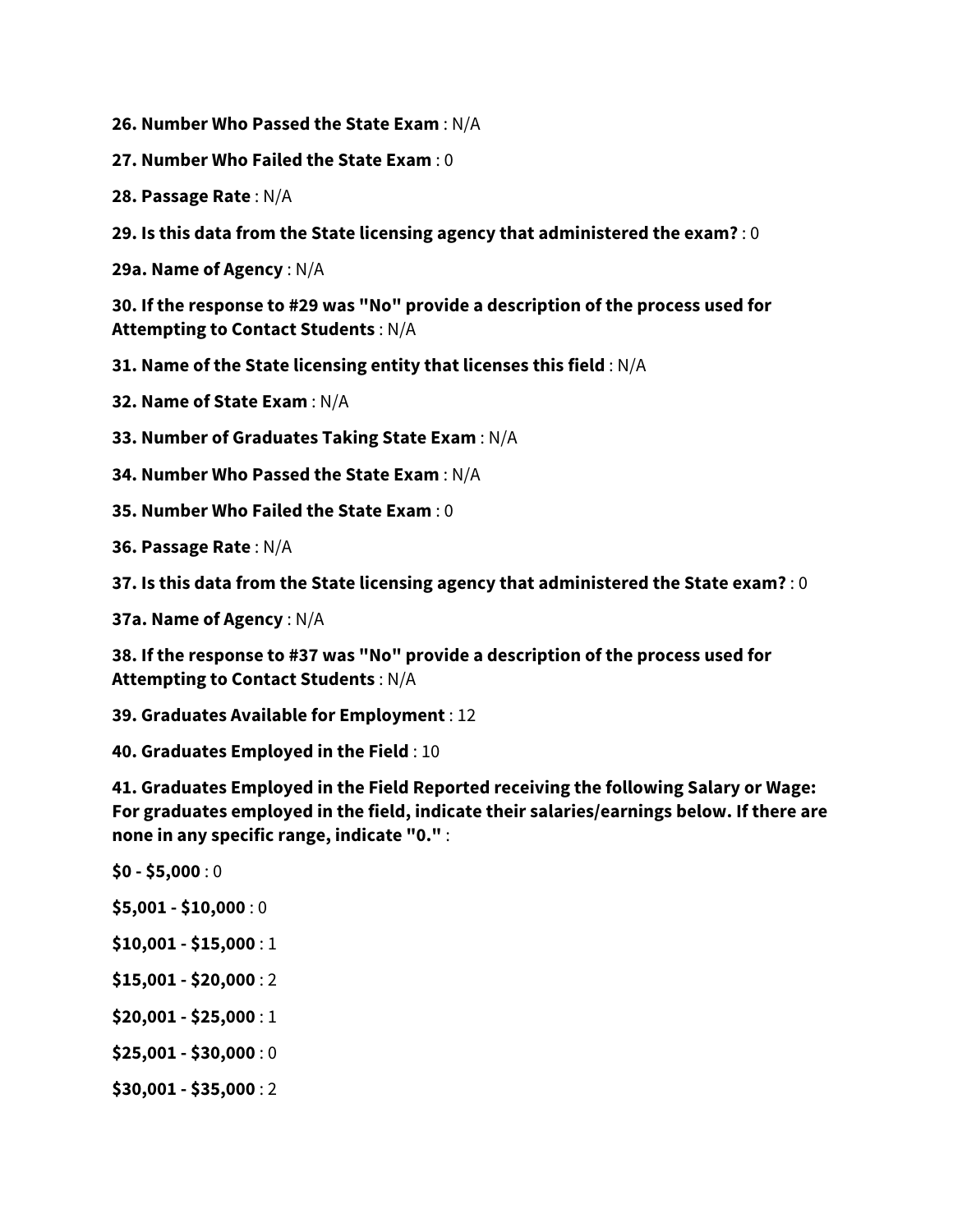**26. Number Who Passed the State Exam** : N/A

**27. Number Who Failed the State Exam** : 0

**28. Passage Rate** : N/A

**29. Is this data from the State licensing agency that administered the exam?** : 0

**29a. Name of Agency** : N/A

**30. If the response to #29 was "No" provide a description of the process used for Attempting to Contact Students** : N/A

**31. Name of the State licensing entity that licenses this field** : N/A

**32. Name of State Exam** : N/A

**33. Number of Graduates Taking State Exam** : N/A

**34. Number Who Passed the State Exam** : N/A

**35. Number Who Failed the State Exam** : 0

**36. Passage Rate** : N/A

**37. Is this data from the State licensing agency that administered the State exam?** : 0

**37a. Name of Agency** : N/A

**38. If the response to #37 was "No" provide a description of the process used for Attempting to Contact Students** : N/A

**39. Graduates Available for Employment** : 12

**40. Graduates Employed in the Field** : 10

**41. Graduates Employed in the Field Reported receiving the following Salary or Wage: For graduates employed in the field, indicate their salaries/earnings below. If there are none in any specific range, indicate "0."** :

**$0 - $5,000** : 0

**$5,001 - $10,000** : 0

**$10,001 - $15,000** : 1

**$15,001 - $20,000** : 2

**$20,001 - $25,000** : 1

**$25,001 - $30,000** : 0

**$30,001 - $35,000** : 2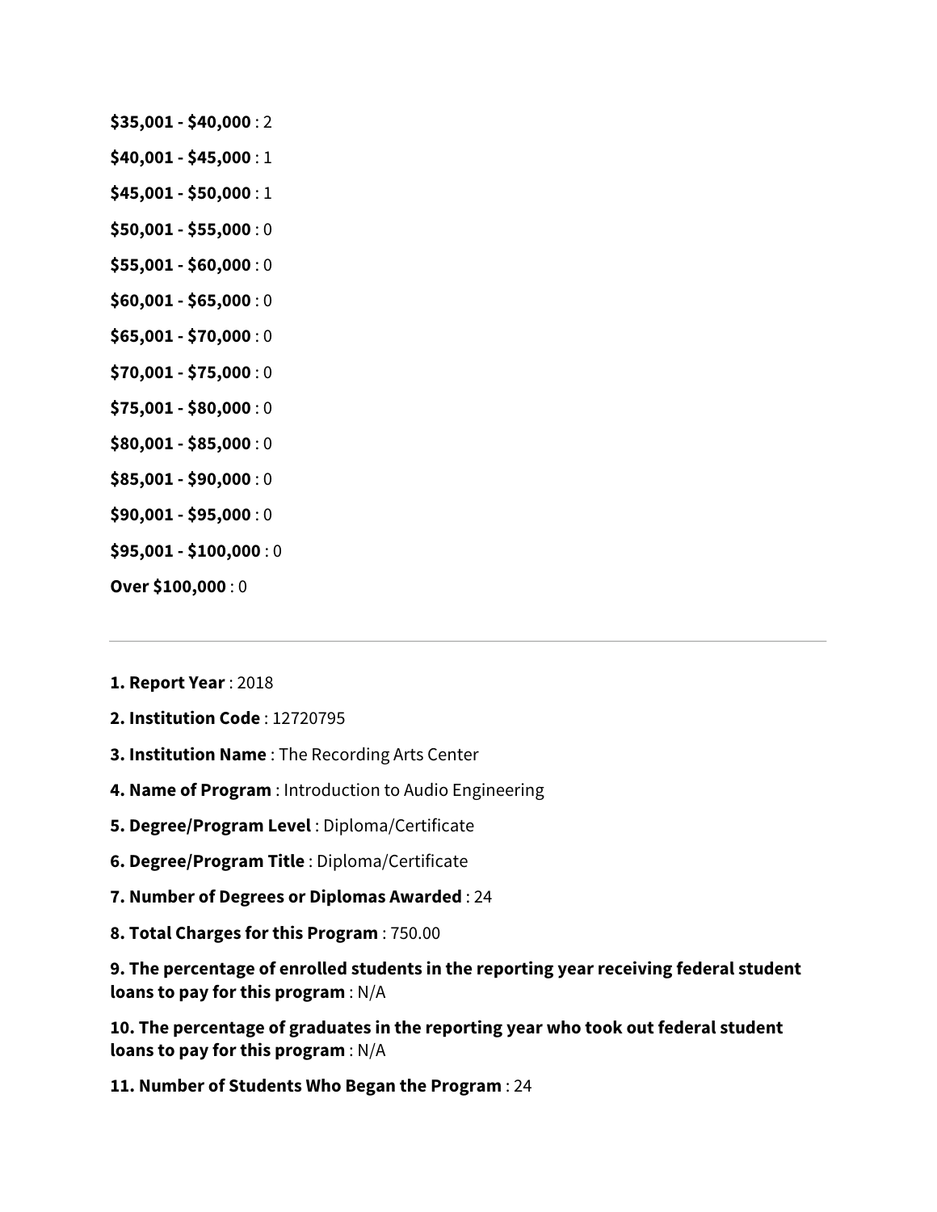**$35,001 - $40,000** : 2

**$40,001 - $45,000** : 1

**$45,001 - $50,000** : 1

**$50,001 - $55,000** : 0

**$55,001 - $60,000** : 0

**$60,001 - $65,000** : 0

**$65,001 - $70,000** : 0

**$70,001 - $75,000** : 0

**$75,001 - $80,000** : 0

**$80,001 - $85,000** : 0

**$85,001 - $90,000** : 0

**$90,001 - $95,000** : 0

**$95,001 - $100,000** : 0

**Over $100,000** : 0

---

**1. Report Year** : 2018

**2. Institution Code** : 12720795

**3. Institution Name** : The Recording Arts Center

**4. Name of Program** : Introduction to Audio Engineering

**5. Degree/Program Level** : Diploma/Certificate

**6. Degree/Program Title** : Diploma/Certificate

**7. Number of Degrees or Diplomas Awarded** : 24

**8. Total Charges for this Program** : 750.00

**9. The percentage of enrolled students in the reporting year receiving federal student loans to pay for this program** : N/A

**10. The percentage of graduates in the reporting year who took out federal student loans to pay for this program** : N/A

**11. Number of Students Who Began the Program** : 24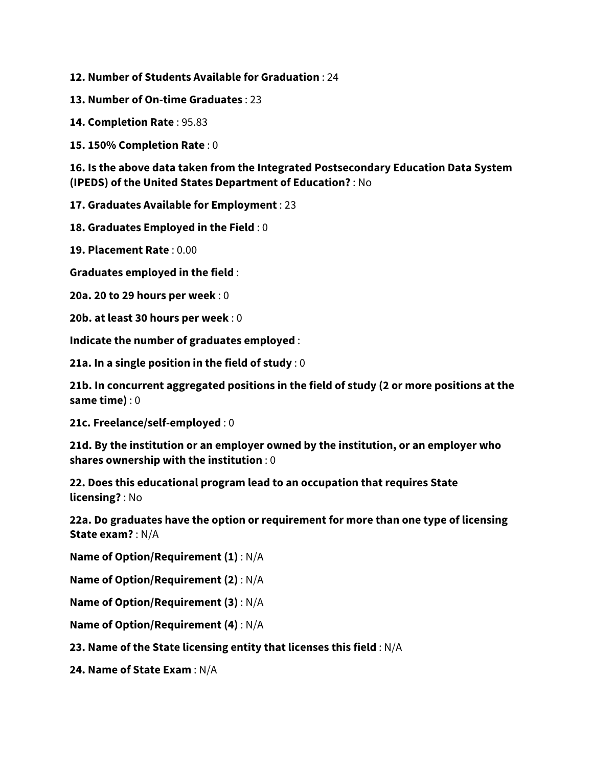**12. Number of Students Available for Graduation** : 24

**13. Number of On-time Graduates** : 23

**14. Completion Rate** : 95.83

**15. 150% Completion Rate** : 0

**16. Is the above data taken from the Integrated Postsecondary Education Data System (IPEDS) of the United States Department of Education?** : No

**17. Graduates Available for Employment** : 23

**18. Graduates Employed in the Field** : 0

**19. Placement Rate** : 0.00

**Graduates employed in the field** :

**20a. 20 to 29 hours per week** : 0

**20b. at least 30 hours per week** : 0

**Indicate the number of graduates employed** :

**21a. In a single position in the field of study** : 0

**21b. In concurrent aggregated positions in the field of study (2 or more positions at the same time)** : 0

**21c. Freelance/self-employed** : 0

**21d. By the institution or an employer owned by the institution, or an employer who shares ownership with the institution** : 0

**22. Does this educational program lead to an occupation that requires State licensing?** : No

**22a. Do graduates have the option or requirement for more than one type of licensing State exam?** : N/A

**Name of Option/Requirement (1)** : N/A

**Name of Option/Requirement (2)** : N/A

**Name of Option/Requirement (3)** : N/A

**Name of Option/Requirement (4)** : N/A

**23. Name of the State licensing entity that licenses this field** : N/A

**24. Name of State Exam** : N/A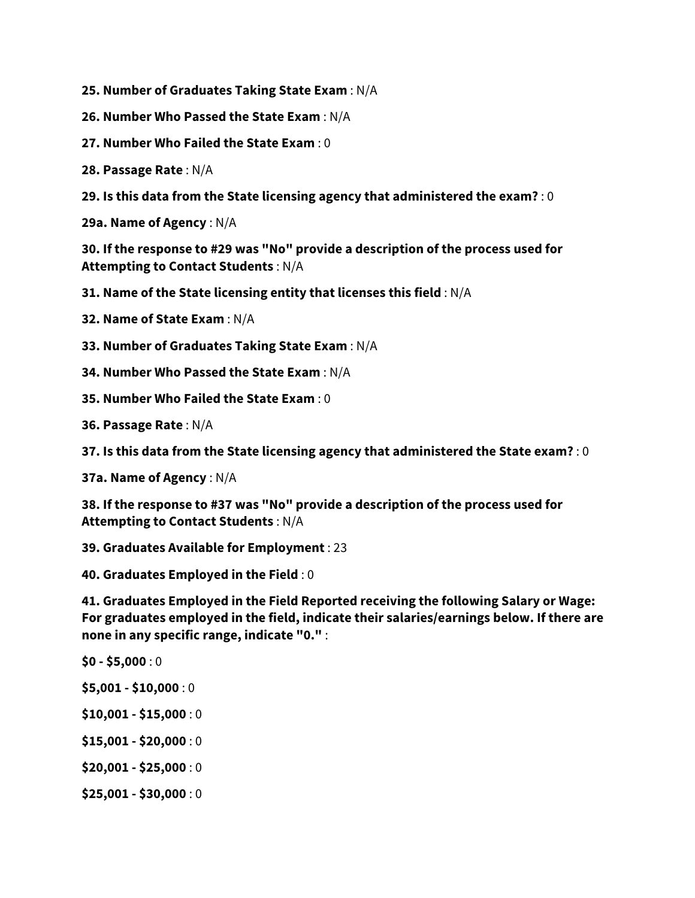**25. Number of Graduates Taking State Exam** : N/A

**26. Number Who Passed the State Exam** : N/A

**27. Number Who Failed the State Exam** : 0

**28. Passage Rate** : N/A

**29. Is this data from the State licensing agency that administered the exam?** : 0

**29a. Name of Agency** : N/A

**30. If the response to #29 was "No" provide a description of the process used for Attempting to Contact Students** : N/A

**31. Name of the State licensing entity that licenses this field** : N/A

**32. Name of State Exam** : N/A

**33. Number of Graduates Taking State Exam** : N/A

**34. Number Who Passed the State Exam** : N/A

**35. Number Who Failed the State Exam** : 0

**36. Passage Rate** : N/A

**37. Is this data from the State licensing agency that administered the State exam?** : 0

**37a. Name of Agency** : N/A

**38. If the response to #37 was "No" provide a description of the process used for Attempting to Contact Students** : N/A

**39. Graduates Available for Employment** : 23

**40. Graduates Employed in the Field** : 0

**41. Graduates Employed in the Field Reported receiving the following Salary or Wage: For graduates employed in the field, indicate their salaries/earnings below. If there are none in any specific range, indicate "0."** :

**$0 - $5,000** : 0

**$5,001 - $10,000** : 0

**$10,001 - $15,000** : 0

**$15,001 - $20,000** : 0

**$20,001 - $25,000** : 0

**$25,001 - $30,000** : 0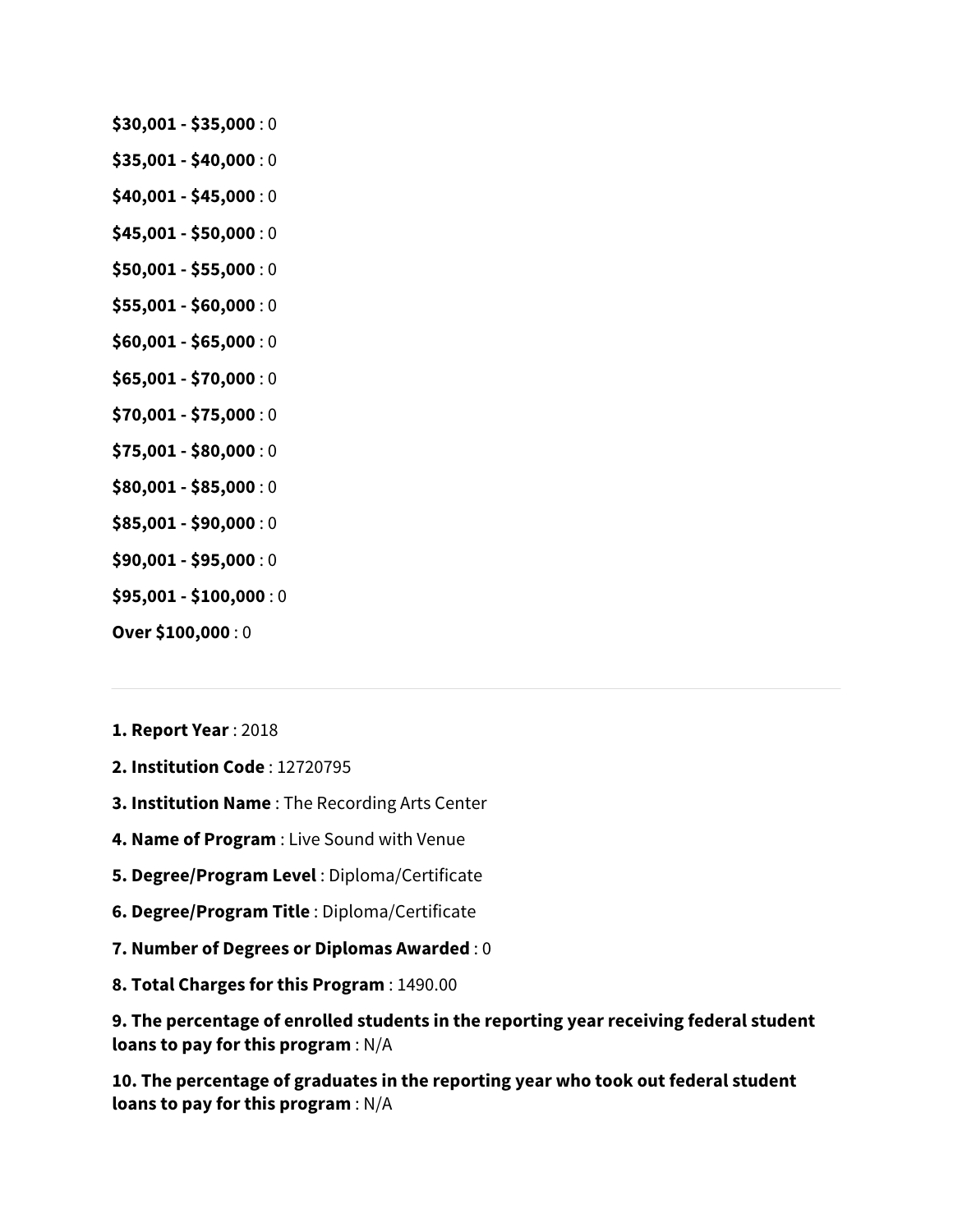**$30,001 - $35,000** : 0

**$35,001 - $40,000** : 0

**$40,001 - $45,000** : 0

**$45,001 - $50,000** : 0

**$50,001 - $55,000** : 0

**$55,001 - $60,000** : 0

**$60,001 - $65,000** : 0

**$65,001 - $70,000** : 0

**$70,001 - $75,000** : 0

**$75,001 - $80,000** : 0

**$80,001 - $85,000** : 0

**$85,001 - $90,000** : 0

**$90,001 - $95,000** : 0

**$95,001 - $100,000** : 0

**Over $100,000** : 0

---

**1. Report Year** : 2018

**2. Institution Code** : 12720795

**3. Institution Name** : The Recording Arts Center

**4. Name of Program** : Live Sound with Venue

**5. Degree/Program Level** : Diploma/Certificate

**6. Degree/Program Title** : Diploma/Certificate

**7. Number of Degrees or Diplomas Awarded** : 0

**8. Total Charges for this Program** : 1490.00

**9. The percentage of enrolled students in the reporting year receiving federal student loans to pay for this program** : N/A

**10. The percentage of graduates in the reporting year who took out federal student loans to pay for this program** : N/A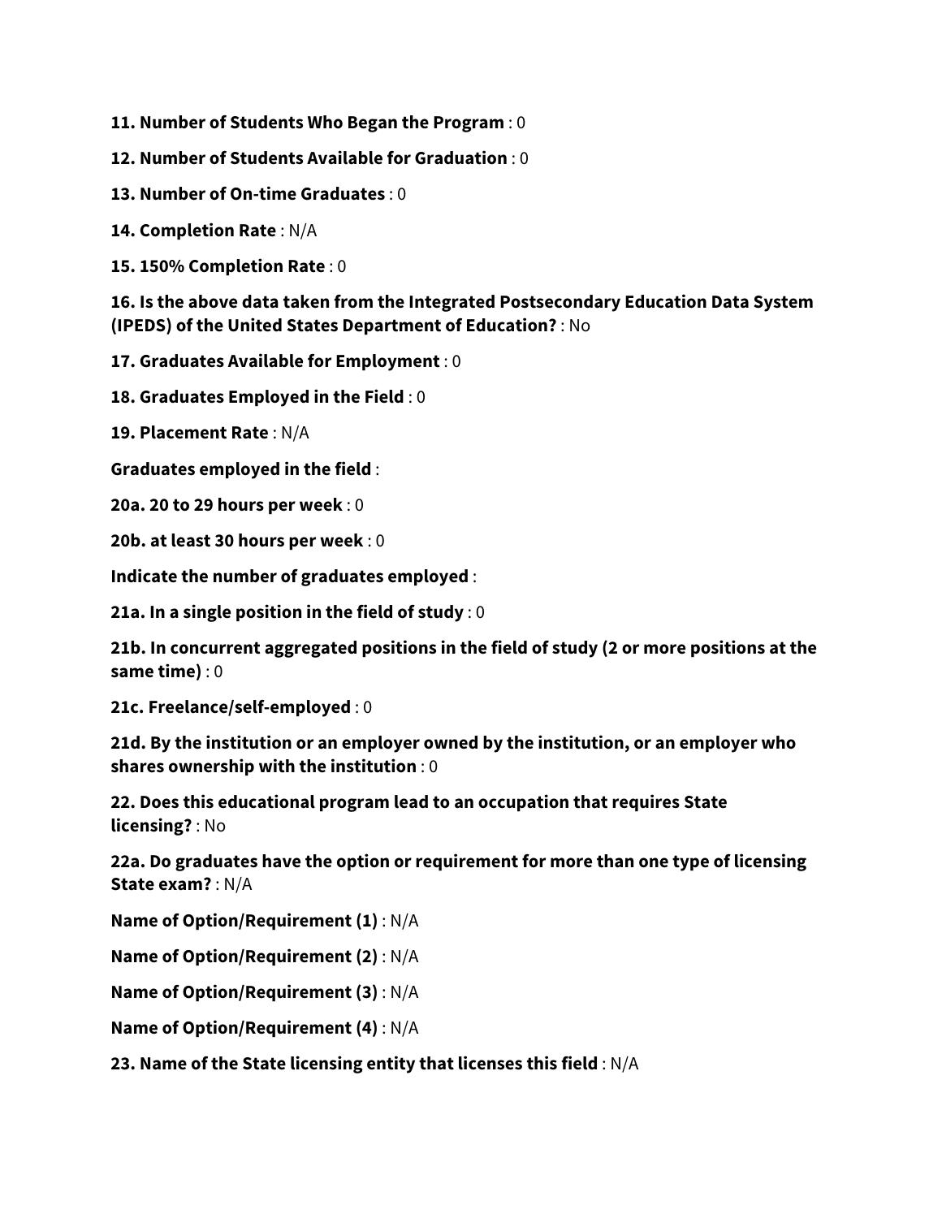**11. Number of Students Who Began the Program** : 0

**12. Number of Students Available for Graduation** : 0

**13. Number of On-time Graduates** : 0

**14. Completion Rate** : N/A

**15. 150% Completion Rate** : 0

**16. Is the above data taken from the Integrated Postsecondary Education Data System (IPEDS) of the United States Department of Education?** : No

**17. Graduates Available for Employment** : 0

**18. Graduates Employed in the Field** : 0

**19. Placement Rate** : N/A

**Graduates employed in the field** :

**20a. 20 to 29 hours per week** : 0

**20b. at least 30 hours per week** : 0

**Indicate the number of graduates employed** :

**21a. In a single position in the field of study** : 0

**21b. In concurrent aggregated positions in the field of study (2 or more positions at the same time)** : 0

**21c. Freelance/self-employed** : 0

**21d. By the institution or an employer owned by the institution, or an employer who shares ownership with the institution** : 0

**22. Does this educational program lead to an occupation that requires State licensing?** : No

**22a. Do graduates have the option or requirement for more than one type of licensing State exam?** : N/A

**Name of Option/Requirement (1)** : N/A

**Name of Option/Requirement (2)** : N/A

**Name of Option/Requirement (3)** : N/A

**Name of Option/Requirement (4)** : N/A

**23. Name of the State licensing entity that licenses this field** : N/A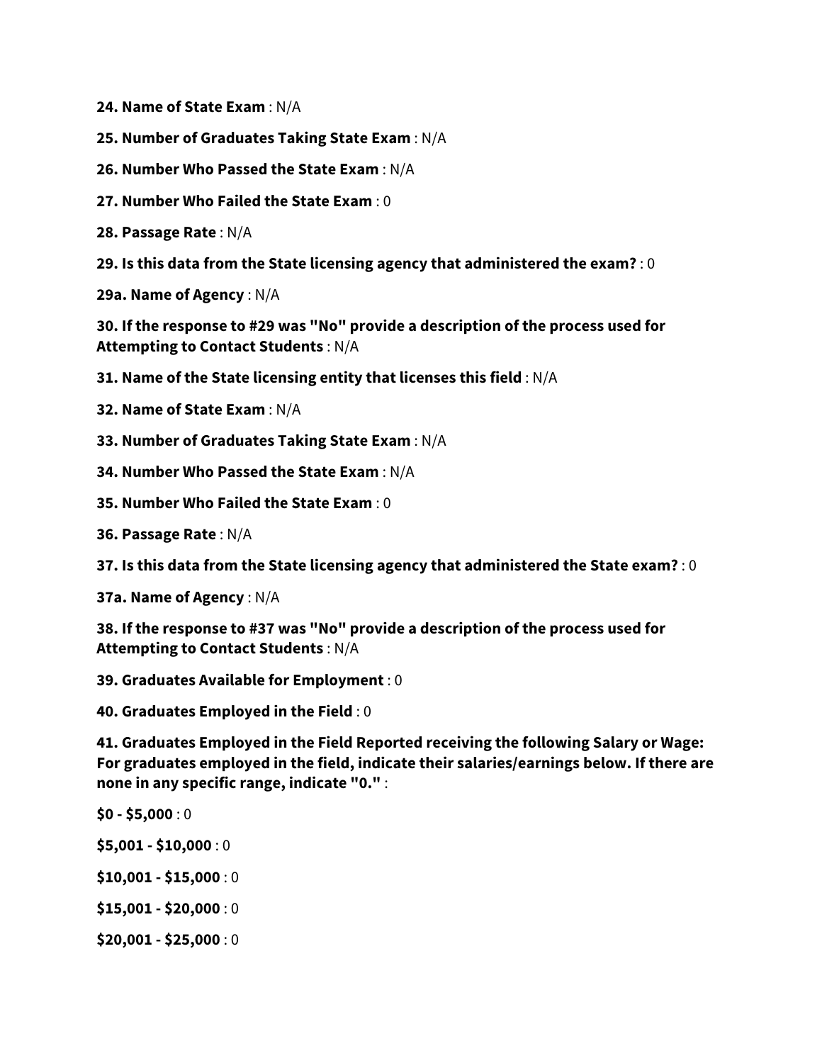**24. Name of State Exam** : N/A

**25. Number of Graduates Taking State Exam** : N/A

**26. Number Who Passed the State Exam** : N/A

**27. Number Who Failed the State Exam** : 0

**28. Passage Rate** : N/A

**29. Is this data from the State licensing agency that administered the exam?** : 0

**29a. Name of Agency** : N/A

**30. If the response to #29 was "No" provide a description of the process used for Attempting to Contact Students** : N/A

**31. Name of the State licensing entity that licenses this field** : N/A

**32. Name of State Exam** : N/A

**33. Number of Graduates Taking State Exam** : N/A

**34. Number Who Passed the State Exam** : N/A

**35. Number Who Failed the State Exam** : 0

**36. Passage Rate** : N/A

**37. Is this data from the State licensing agency that administered the State exam?** : 0

**37a. Name of Agency** : N/A

**38. If the response to #37 was "No" provide a description of the process used for Attempting to Contact Students** : N/A

**39. Graduates Available for Employment** : 0

**40. Graduates Employed in the Field** : 0

**41. Graduates Employed in the Field Reported receiving the following Salary or Wage: For graduates employed in the field, indicate their salaries/earnings below. If there are none in any specific range, indicate "0."** :

**$0 - $5,000** : 0

**$5,001 - $10,000** : 0

**$10,001 - $15,000** : 0

**$15,001 - $20,000** : 0

**$20,001 - $25,000** : 0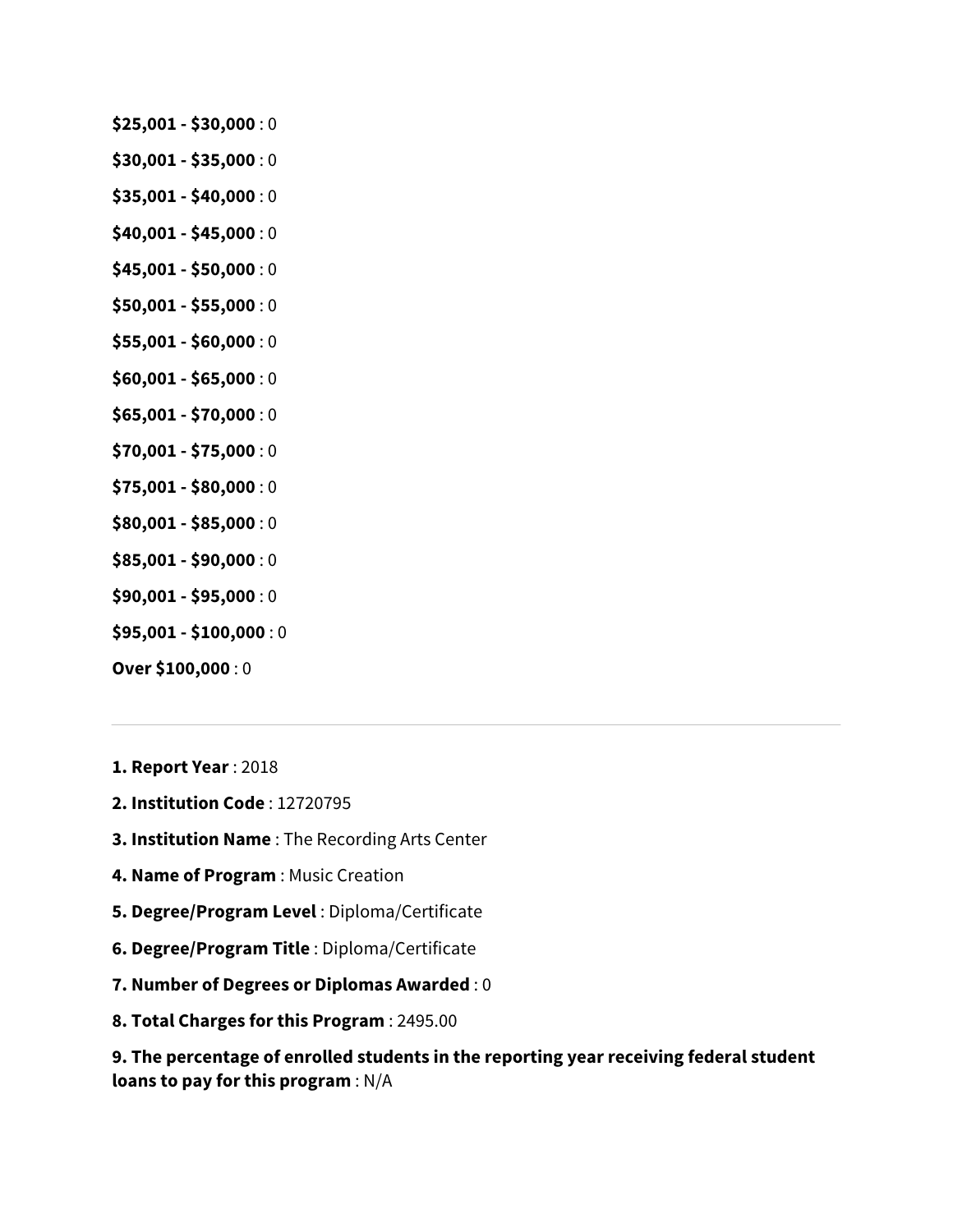**$25,001 - $30,000** : 0

**$30,001 - $35,000** : 0

**$35,001 - $40,000** : 0

**$40,001 - $45,000** : 0

**$45,001 - $50,000** : 0

**$50,001 - $55,000** : 0

**$55,001 - $60,000** : 0

**$60,001 - $65,000** : 0

**$65,001 - $70,000** : 0

**$70,001 - $75,000** : 0

**$75,001 - $80,000** : 0

**$80,001 - $85,000** : 0

**$85,001 - $90,000** : 0

**$90,001 - $95,000** : 0

**$95,001 - $100,000** : 0

**Over $100,000** : 0

---

**1. Report Year** : 2018

**2. Institution Code** : 12720795

**3. Institution Name** : The Recording Arts Center

**4. Name of Program** : Music Creation

**5. Degree/Program Level** : Diploma/Certificate

**6. Degree/Program Title** : Diploma/Certificate

**7. Number of Degrees or Diplomas Awarded** : 0

**8. Total Charges for this Program** : 2495.00

**9. The percentage of enrolled students in the reporting year receiving federal student loans to pay for this program** : N/A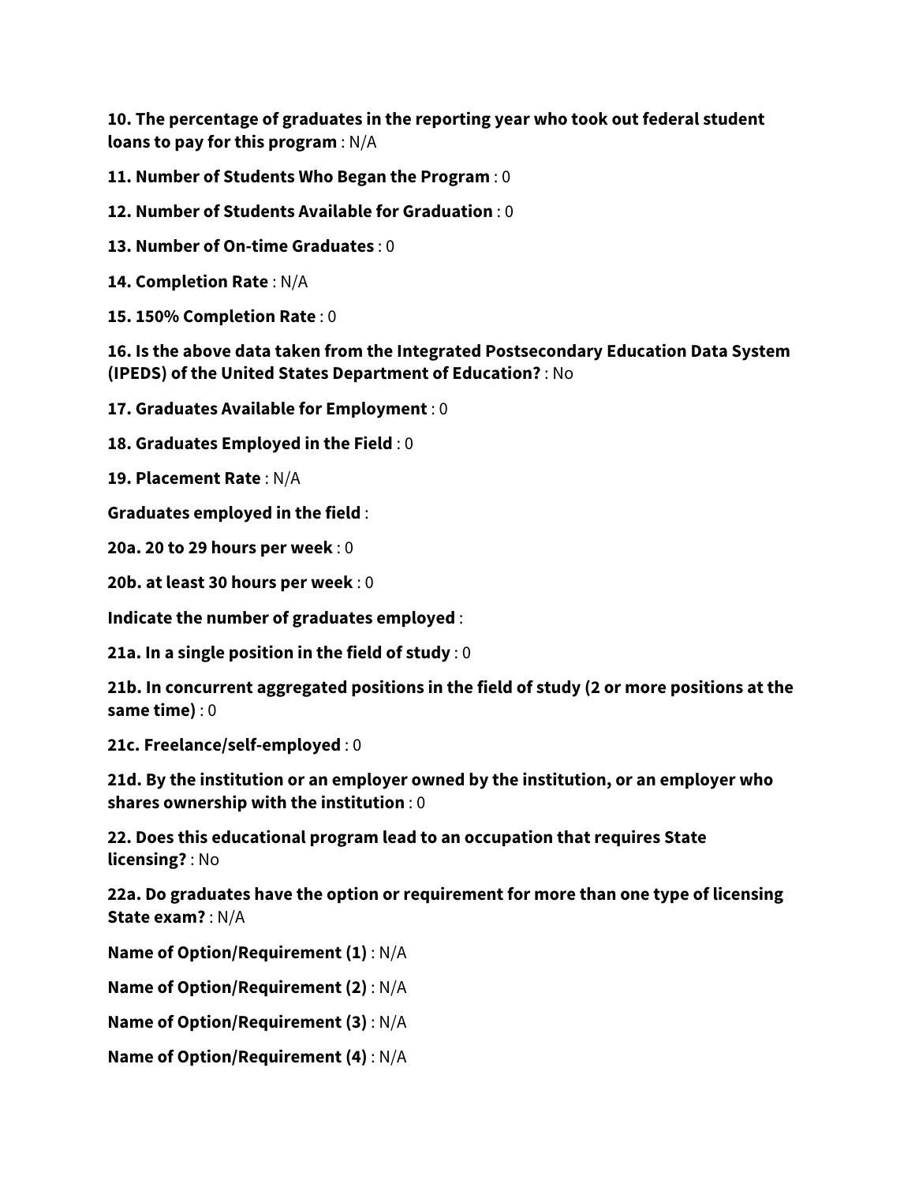**10. The percentage of graduates in the reporting year who took out federal student loans to pay for this program** : N/A

**11. Number of Students Who Began the Program** : 0

**12. Number of Students Available for Graduation** : 0

**13. Number of On-time Graduates** : 0

**14. Completion Rate** : N/A

**15. 150% Completion Rate** : 0

**16. Is the above data taken from the Integrated Postsecondary Education Data System (IPEDS) of the United States Department of Education?** : No

**17. Graduates Available for Employment** : 0

**18. Graduates Employed in the Field** : 0

**19. Placement Rate** : N/A

**Graduates employed in the field** :

**20a. 20 to 29 hours per week** : 0

**20b. at least 30 hours per week** : 0

**Indicate the number of graduates employed** :

**21a. In a single position in the field of study** : 0

**21b. In concurrent aggregated positions in the field of study (2 or more positions at the same time)** : 0

**21c. Freelance/self-employed** : 0

**21d. By the institution or an employer owned by the institution, or an employer who shares ownership with the institution** : 0

**22. Does this educational program lead to an occupation that requires State licensing?** : No

**22a. Do graduates have the option or requirement for more than one type of licensing State exam?** : N/A

**Name of Option/Requirement (1)** : N/A

**Name of Option/Requirement (2)** : N/A

**Name of Option/Requirement (3)** : N/A

**Name of Option/Requirement (4)** : N/A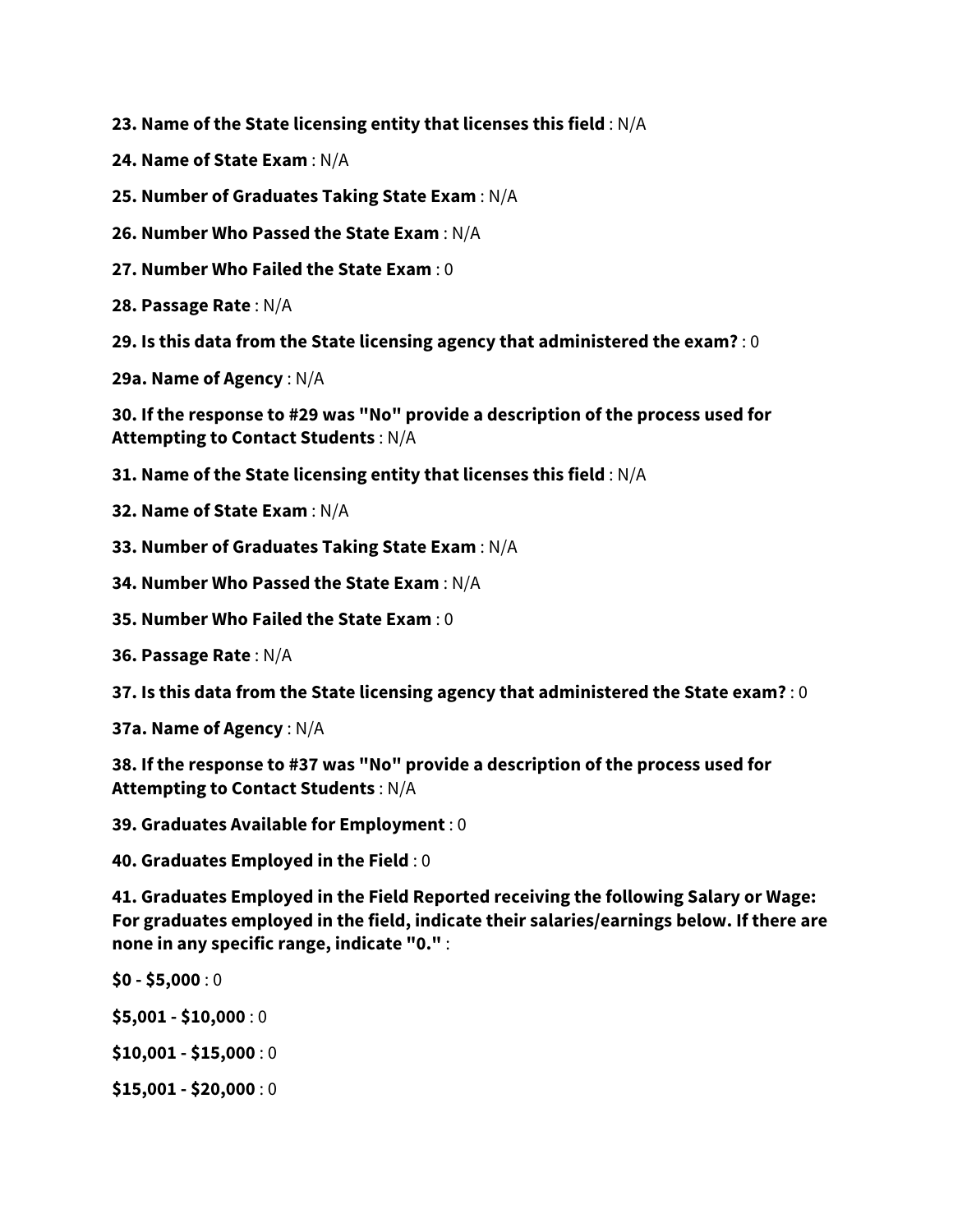**23. Name of the State licensing entity that licenses this field** : N/A

**24. Name of State Exam** : N/A

**25. Number of Graduates Taking State Exam** : N/A

**26. Number Who Passed the State Exam** : N/A

**27. Number Who Failed the State Exam** : 0

**28. Passage Rate** : N/A

**29. Is this data from the State licensing agency that administered the exam?** : 0

**29a. Name of Agency** : N/A

**30. If the response to #29 was "No" provide a description of the process used for Attempting to Contact Students** : N/A

**31. Name of the State licensing entity that licenses this field** : N/A

**32. Name of State Exam** : N/A

**33. Number of Graduates Taking State Exam** : N/A

**34. Number Who Passed the State Exam** : N/A

**35. Number Who Failed the State Exam** : 0

**36. Passage Rate** : N/A

**37. Is this data from the State licensing agency that administered the State exam?** : 0

**37a. Name of Agency** : N/A

**38. If the response to #37 was "No" provide a description of the process used for Attempting to Contact Students** : N/A

**39. Graduates Available for Employment** : 0

**40. Graduates Employed in the Field** : 0

**41. Graduates Employed in the Field Reported receiving the following Salary or Wage: For graduates employed in the field, indicate their salaries/earnings below. If there are none in any specific range, indicate "0."** :

**$0 - $5,000** : 0

**$5,001 - $10,000** : 0

**$10,001 - $15,000** : 0

**$15,001 - $20,000** : 0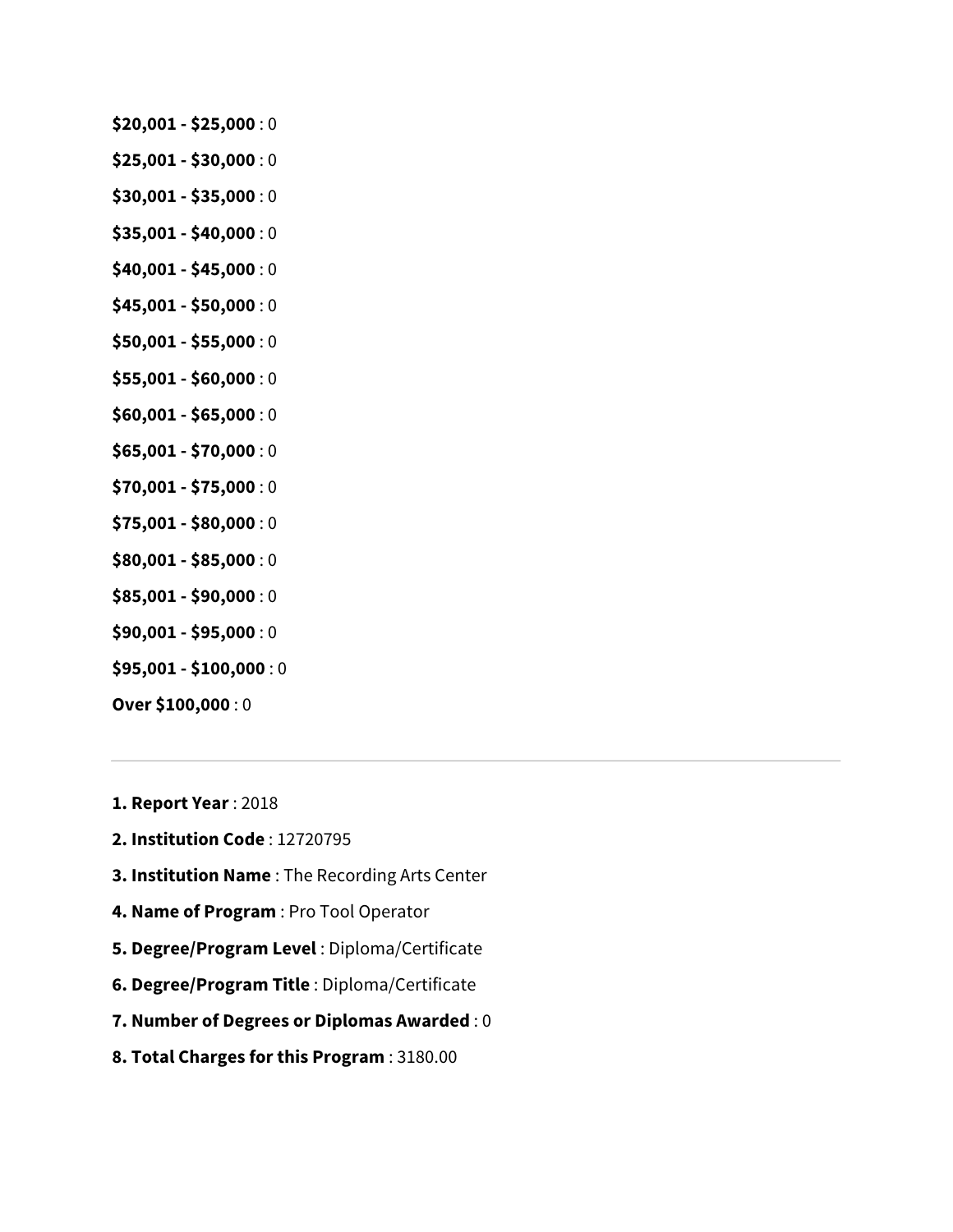**$20,001 - $25,000** : 0

**$25,001 - $30,000** : 0

**$30,001 - $35,000** : 0

**$35,001 - $40,000** : 0

**$40,001 - $45,000** : 0

**$45,001 - $50,000** : 0

**$50,001 - $55,000** : 0

**$55,001 - $60,000** : 0

**$60,001 - $65,000** : 0

**$65,001 - $70,000** : 0

**$70,001 - $75,000** : 0

**$75,001 - $80,000** : 0

**$80,001 - $85,000** : 0

**$85,001 - $90,000** : 0

**$90,001 - $95,000** : 0

**$95,001 - $100,000** : 0

**Over $100,000** : 0

---

**1. Report Year** : 2018

**2. Institution Code** : 12720795

**3. Institution Name** : The Recording Arts Center

**4. Name of Program** : Pro Tool Operator

**5. Degree/Program Level** : Diploma/Certificate

**6. Degree/Program Title** : Diploma/Certificate

**7. Number of Degrees or Diplomas Awarded** : 0

**8. Total Charges for this Program** : 3180.00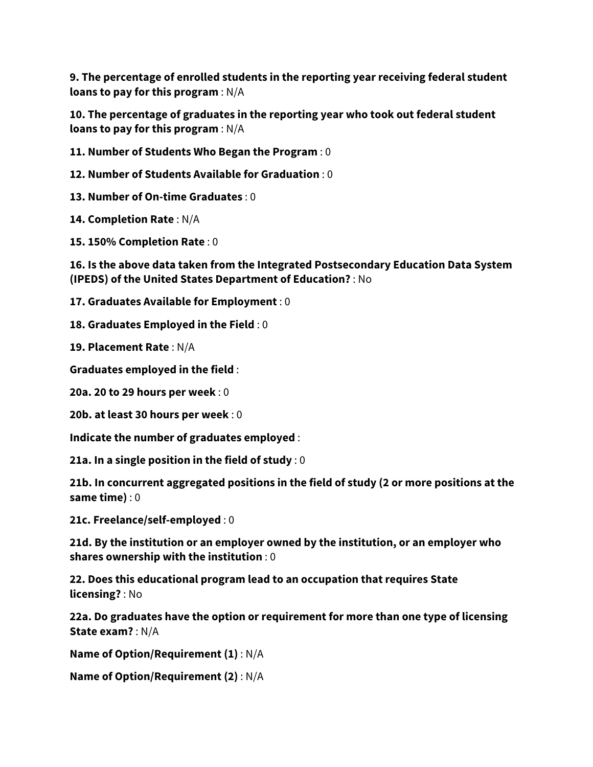**9. The percentage of enrolled students in the reporting year receiving federal student loans to pay for this program** : N/A

**10. The percentage of graduates in the reporting year who took out federal student loans to pay for this program** : N/A

**11. Number of Students Who Began the Program** : 0

**12. Number of Students Available for Graduation** : 0

**13. Number of On-time Graduates** : 0

**14. Completion Rate** : N/A

**15. 150% Completion Rate** : 0

**16. Is the above data taken from the Integrated Postsecondary Education Data System (IPEDS) of the United States Department of Education?** : No

**17. Graduates Available for Employment** : 0

**18. Graduates Employed in the Field** : 0

**19. Placement Rate** : N/A

**Graduates employed in the field** :

**20a. 20 to 29 hours per week** : 0

**20b. at least 30 hours per week** : 0

**Indicate the number of graduates employed** :

**21a. In a single position in the field of study** : 0

**21b. In concurrent aggregated positions in the field of study (2 or more positions at the same time)** : 0

**21c. Freelance/self-employed** : 0

**21d. By the institution or an employer owned by the institution, or an employer who shares ownership with the institution** : 0

**22. Does this educational program lead to an occupation that requires State licensing?** : No

**22a. Do graduates have the option or requirement for more than one type of licensing State exam?** : N/A

**Name of Option/Requirement (1)** : N/A

**Name of Option/Requirement (2)** : N/A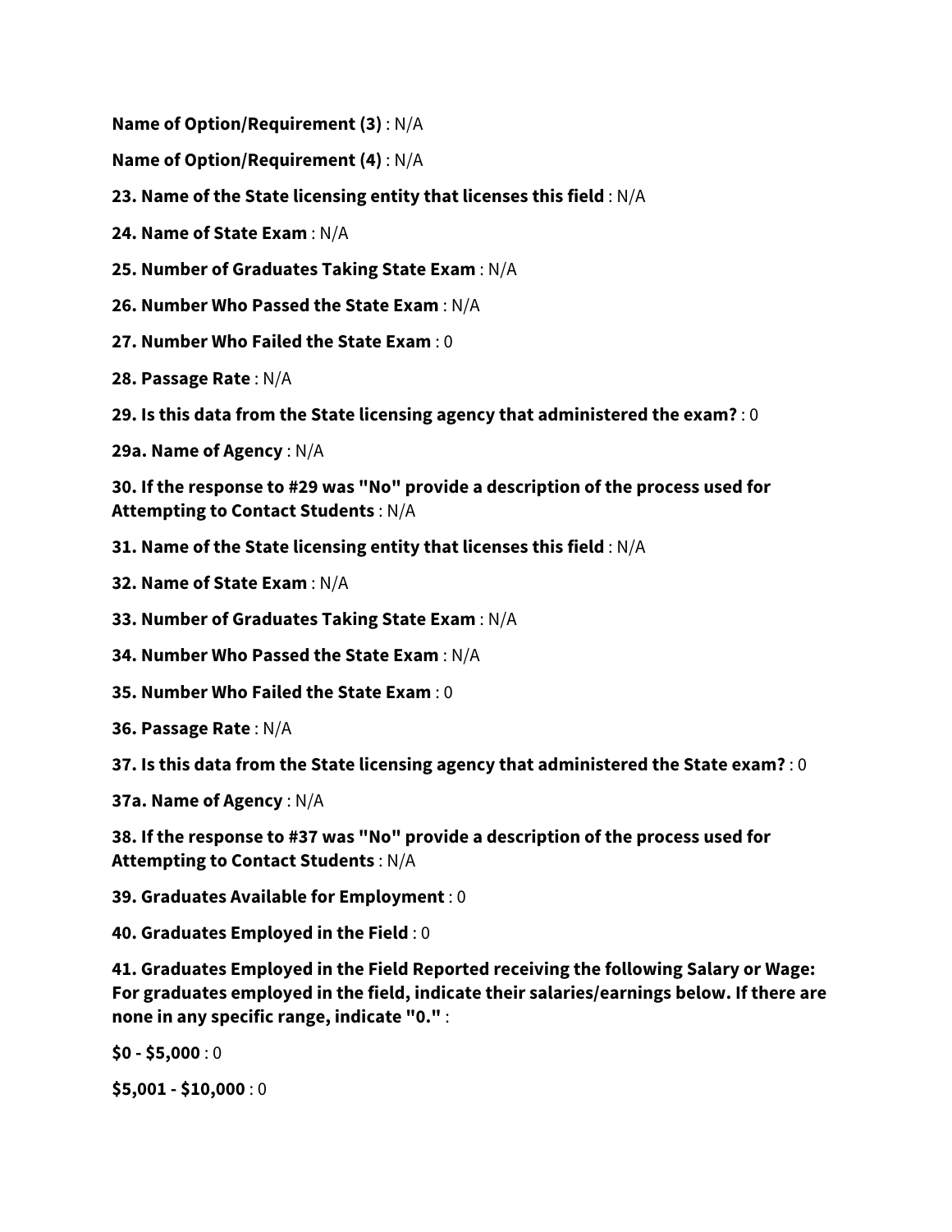**Name of Option/Requirement (3)** : N/A

**Name of Option/Requirement (4)** : N/A

**23. Name of the State licensing entity that licenses this field** : N/A

**24. Name of State Exam** : N/A

**25. Number of Graduates Taking State Exam** : N/A

**26. Number Who Passed the State Exam** : N/A

**27. Number Who Failed the State Exam** : 0

**28. Passage Rate** : N/A

**29. Is this data from the State licensing agency that administered the exam?** : 0

**29a. Name of Agency** : N/A

**30. If the response to #29 was "No" provide a description of the process used for Attempting to Contact Students** : N/A

**31. Name of the State licensing entity that licenses this field** : N/A

**32. Name of State Exam** : N/A

**33. Number of Graduates Taking State Exam** : N/A

**34. Number Who Passed the State Exam** : N/A

**35. Number Who Failed the State Exam** : 0

**36. Passage Rate** : N/A

**37. Is this data from the State licensing agency that administered the State exam?** : 0

**37a. Name of Agency** : N/A

**38. If the response to #37 was "No" provide a description of the process used for Attempting to Contact Students** : N/A

**39. Graduates Available for Employment** : 0

**40. Graduates Employed in the Field** : 0

**41. Graduates Employed in the Field Reported receiving the following Salary or Wage: For graduates employed in the field, indicate their salaries/earnings below. If there are none in any specific range, indicate "0."** :

**$0 - $5,000** : 0

**$5,001 - $10,000** : 0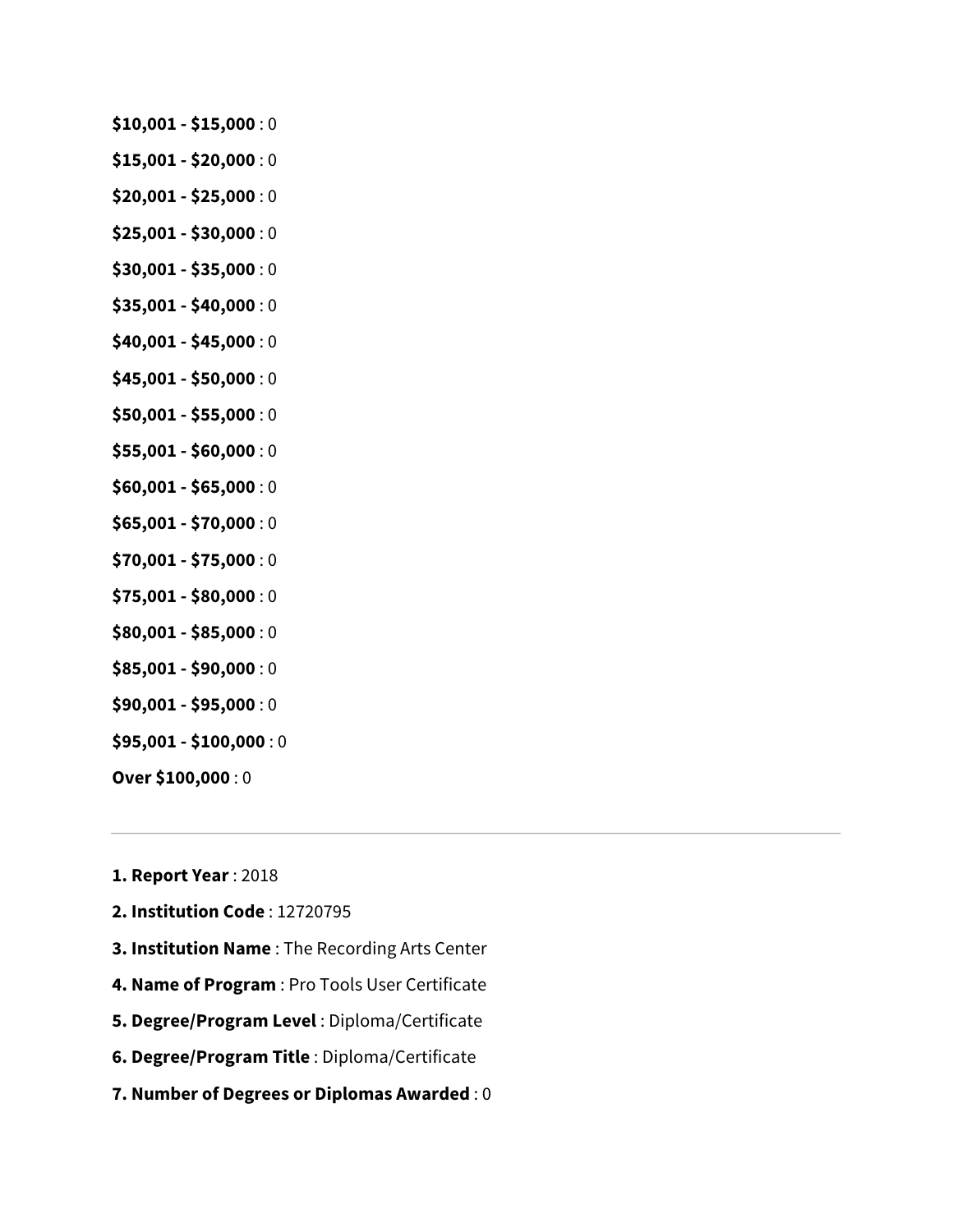**$10,001 - $15,000** : 0

**$15,001 - $20,000** : 0

**$20,001 - $25,000** : 0

**$25,001 - $30,000** : 0

**$30,001 - $35,000** : 0

**$35,001 - $40,000** : 0

**$40,001 - $45,000** : 0

**$45,001 - $50,000** : 0

**$50,001 - $55,000** : 0

**$55,001 - $60,000** : 0

**$60,001 - $65,000** : 0

**$65,001 - $70,000** : 0

**$70,001 - $75,000** : 0

**$75,001 - $80,000** : 0

**$80,001 - $85,000** : 0

**$85,001 - $90,000** : 0

**$90,001 - $95,000** : 0

**$95,001 - $100,000** : 0

**Over $100,000** : 0

---

**1. Report Year** : 2018

**2. Institution Code** : 12720795

**3. Institution Name** : The Recording Arts Center

**4. Name of Program** : Pro Tools User Certificate

**5. Degree/Program Level** : Diploma/Certificate

**6. Degree/Program Title** : Diploma/Certificate

**7. Number of Degrees or Diplomas Awarded** : 0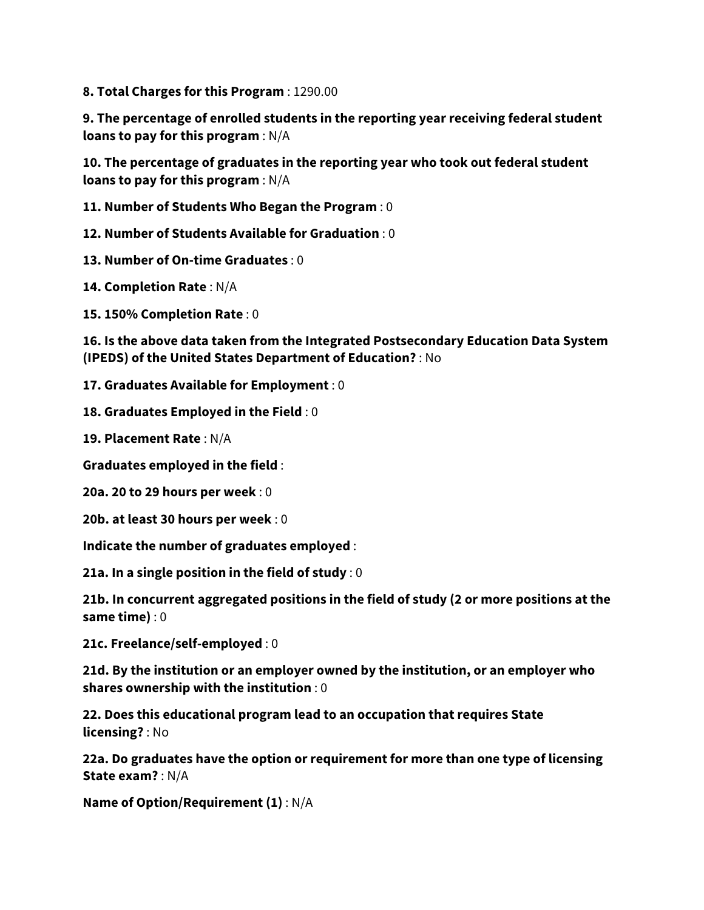**8. Total Charges for this Program** : 1290.00

**9. The percentage of enrolled students in the reporting year receiving federal student loans to pay for this program** : N/A

**10. The percentage of graduates in the reporting year who took out federal student loans to pay for this program** : N/A

**11. Number of Students Who Began the Program** : 0

**12. Number of Students Available for Graduation** : 0

**13. Number of On-time Graduates** : 0

**14. Completion Rate** : N/A

**15. 150% Completion Rate** : 0

**16. Is the above data taken from the Integrated Postsecondary Education Data System (IPEDS) of the United States Department of Education?** : No

**17. Graduates Available for Employment** : 0

**18. Graduates Employed in the Field** : 0

**19. Placement Rate** : N/A

**Graduates employed in the field** :

**20a. 20 to 29 hours per week** : 0

**20b. at least 30 hours per week** : 0

**Indicate the number of graduates employed** :

**21a. In a single position in the field of study** : 0

**21b. In concurrent aggregated positions in the field of study (2 or more positions at the same time)** : 0

**21c. Freelance/self-employed** : 0

**21d. By the institution or an employer owned by the institution, or an employer who shares ownership with the institution** : 0

**22. Does this educational program lead to an occupation that requires State licensing?** : No

**22a. Do graduates have the option or requirement for more than one type of licensing State exam?** : N/A

**Name of Option/Requirement (1)** : N/A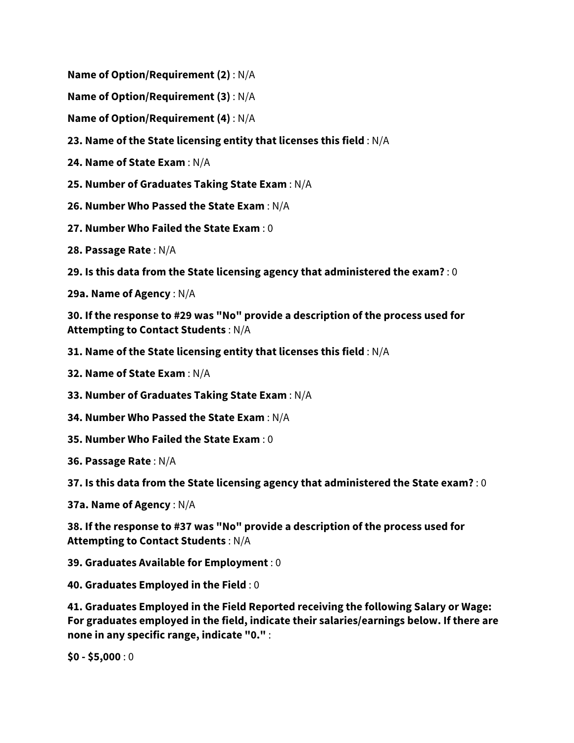**Name of Option/Requirement (2)** : N/A

**Name of Option/Requirement (3)** : N/A

**Name of Option/Requirement (4)** : N/A

**23. Name of the State licensing entity that licenses this field** : N/A

**24. Name of State Exam** : N/A

**25. Number of Graduates Taking State Exam** : N/A

**26. Number Who Passed the State Exam** : N/A

**27. Number Who Failed the State Exam** : 0

**28. Passage Rate** : N/A

**29. Is this data from the State licensing agency that administered the exam?** : 0

**29a. Name of Agency** : N/A

**30. If the response to #29 was "No" provide a description of the process used for Attempting to Contact Students** : N/A

**31. Name of the State licensing entity that licenses this field** : N/A

**32. Name of State Exam** : N/A

**33. Number of Graduates Taking State Exam** : N/A

**34. Number Who Passed the State Exam** : N/A

**35. Number Who Failed the State Exam** : 0

**36. Passage Rate** : N/A

**37. Is this data from the State licensing agency that administered the State exam?** : 0

**37a. Name of Agency** : N/A

**38. If the response to #37 was "No" provide a description of the process used for Attempting to Contact Students** : N/A

**39. Graduates Available for Employment** : 0

**40. Graduates Employed in the Field** : 0

**41. Graduates Employed in the Field Reported receiving the following Salary or Wage: For graduates employed in the field, indicate their salaries/earnings below. If there are none in any specific range, indicate "0."** :

**$0 - $5,000** : 0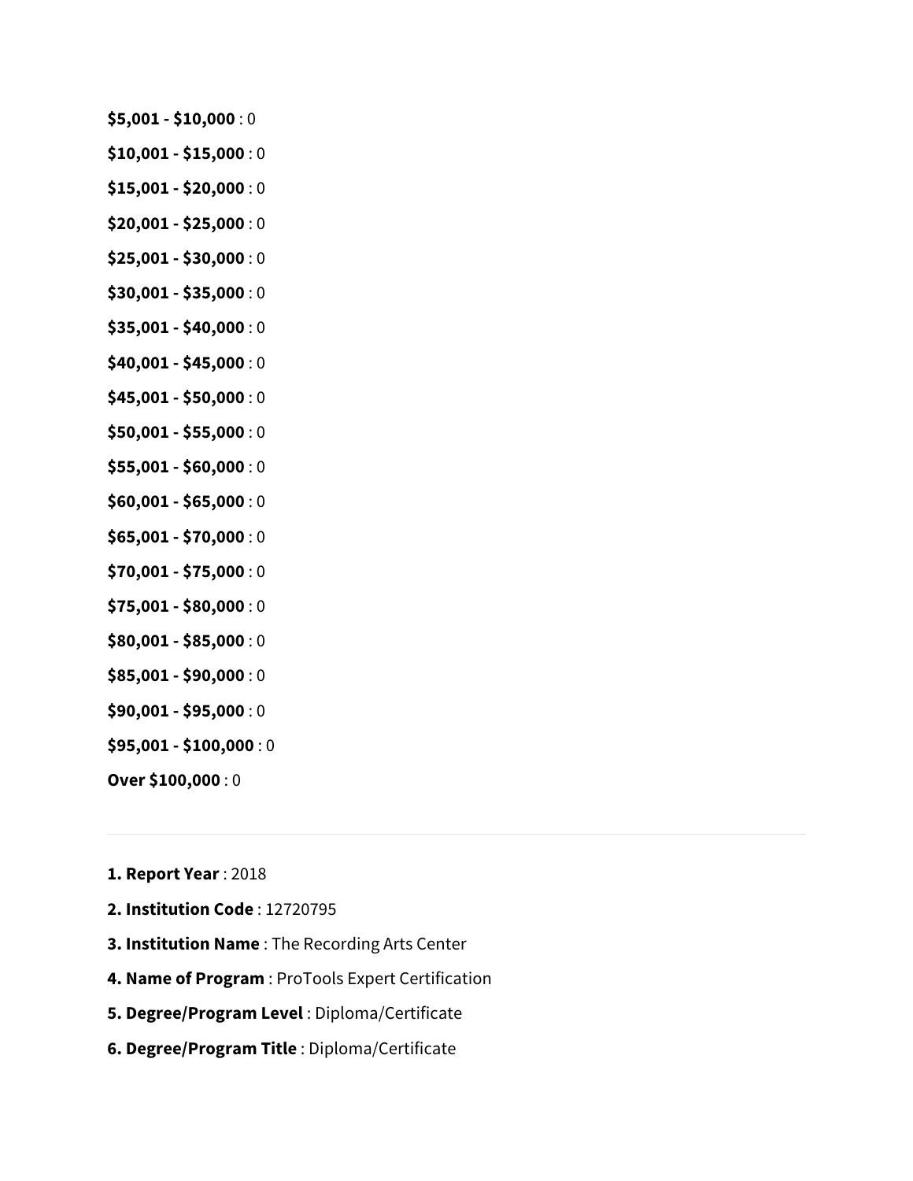**$5,001 - $10,000** : 0

**$10,001 - $15,000** : 0

**$15,001 - $20,000** : 0

**$20,001 - $25,000** : 0

**$25,001 - $30,000** : 0

**$30,001 - $35,000** : 0

**$35,001 - $40,000** : 0

**$40,001 - $45,000** : 0

**$45,001 - $50,000** : 0

**$50,001 - $55,000** : 0

**$55,001 - $60,000** : 0

**$60,001 - $65,000** : 0

**$65,001 - $70,000** : 0

**$70,001 - $75,000** : 0

**$75,001 - $80,000** : 0

**$80,001 - $85,000** : 0

**$85,001 - $90,000** : 0

**$90,001 - $95,000** : 0

**$95,001 - $100,000** : 0

**Over $100,000** : 0

---

**1. Report Year** : 2018

**2. Institution Code** : 12720795

**3. Institution Name** : The Recording Arts Center

**4. Name of Program** : ProTools Expert Certification

**5. Degree/Program Level** : Diploma/Certificate

**6. Degree/Program Title** : Diploma/Certificate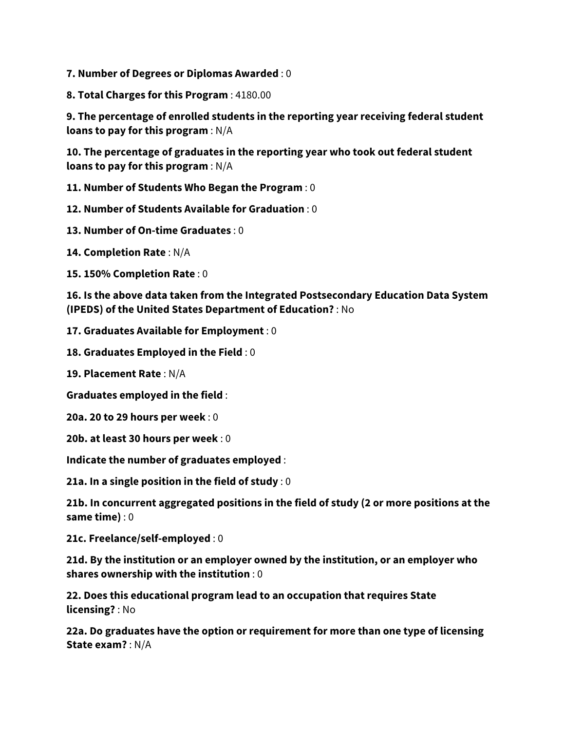**7. Number of Degrees or Diplomas Awarded** : 0

**8. Total Charges for this Program** : 4180.00

**9. The percentage of enrolled students in the reporting year receiving federal student loans to pay for this program** : N/A

**10. The percentage of graduates in the reporting year who took out federal student loans to pay for this program** : N/A

**11. Number of Students Who Began the Program** : 0

**12. Number of Students Available for Graduation** : 0

**13. Number of On-time Graduates** : 0

**14. Completion Rate** : N/A

**15. 150% Completion Rate** : 0

**16. Is the above data taken from the Integrated Postsecondary Education Data System (IPEDS) of the United States Department of Education?** : No

**17. Graduates Available for Employment** : 0

**18. Graduates Employed in the Field** : 0

**19. Placement Rate** : N/A

**Graduates employed in the field** :

**20a. 20 to 29 hours per week** : 0

**20b. at least 30 hours per week** : 0

**Indicate the number of graduates employed** :

**21a. In a single position in the field of study** : 0

**21b. In concurrent aggregated positions in the field of study (2 or more positions at the same time)** : 0

**21c. Freelance/self-employed** : 0

**21d. By the institution or an employer owned by the institution, or an employer who shares ownership with the institution** : 0

**22. Does this educational program lead to an occupation that requires State licensing?** : No

**22a. Do graduates have the option or requirement for more than one type of licensing State exam?** : N/A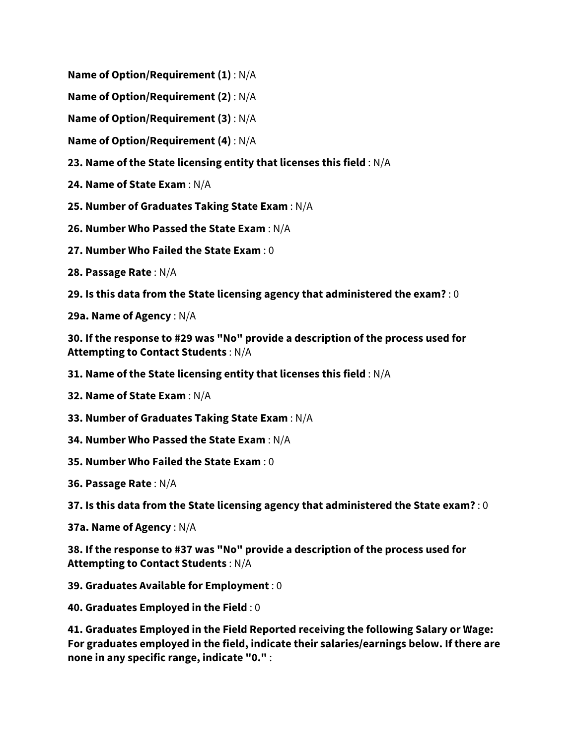**Name of Option/Requirement (1)** : N/A

**Name of Option/Requirement (2)** : N/A

**Name of Option/Requirement (3)** : N/A

**Name of Option/Requirement (4)** : N/A

**23. Name of the State licensing entity that licenses this field** : N/A

**24. Name of State Exam** : N/A

**25. Number of Graduates Taking State Exam** : N/A

**26. Number Who Passed the State Exam** : N/A

**27. Number Who Failed the State Exam** : 0

**28. Passage Rate** : N/A

**29. Is this data from the State licensing agency that administered the exam?** : 0

**29a. Name of Agency** : N/A

**30. If the response to #29 was "No" provide a description of the process used for Attempting to Contact Students** : N/A

**31. Name of the State licensing entity that licenses this field** : N/A

**32. Name of State Exam** : N/A

**33. Number of Graduates Taking State Exam** : N/A

**34. Number Who Passed the State Exam** : N/A

**35. Number Who Failed the State Exam** : 0

**36. Passage Rate** : N/A

**37. Is this data from the State licensing agency that administered the State exam?** : 0

**37a. Name of Agency** : N/A

**38. If the response to #37 was "No" provide a description of the process used for Attempting to Contact Students** : N/A

**39. Graduates Available for Employment** : 0

**40. Graduates Employed in the Field** : 0

**41. Graduates Employed in the Field Reported receiving the following Salary or Wage: For graduates employed in the field, indicate their salaries/earnings below. If there are none in any specific range, indicate "0."** :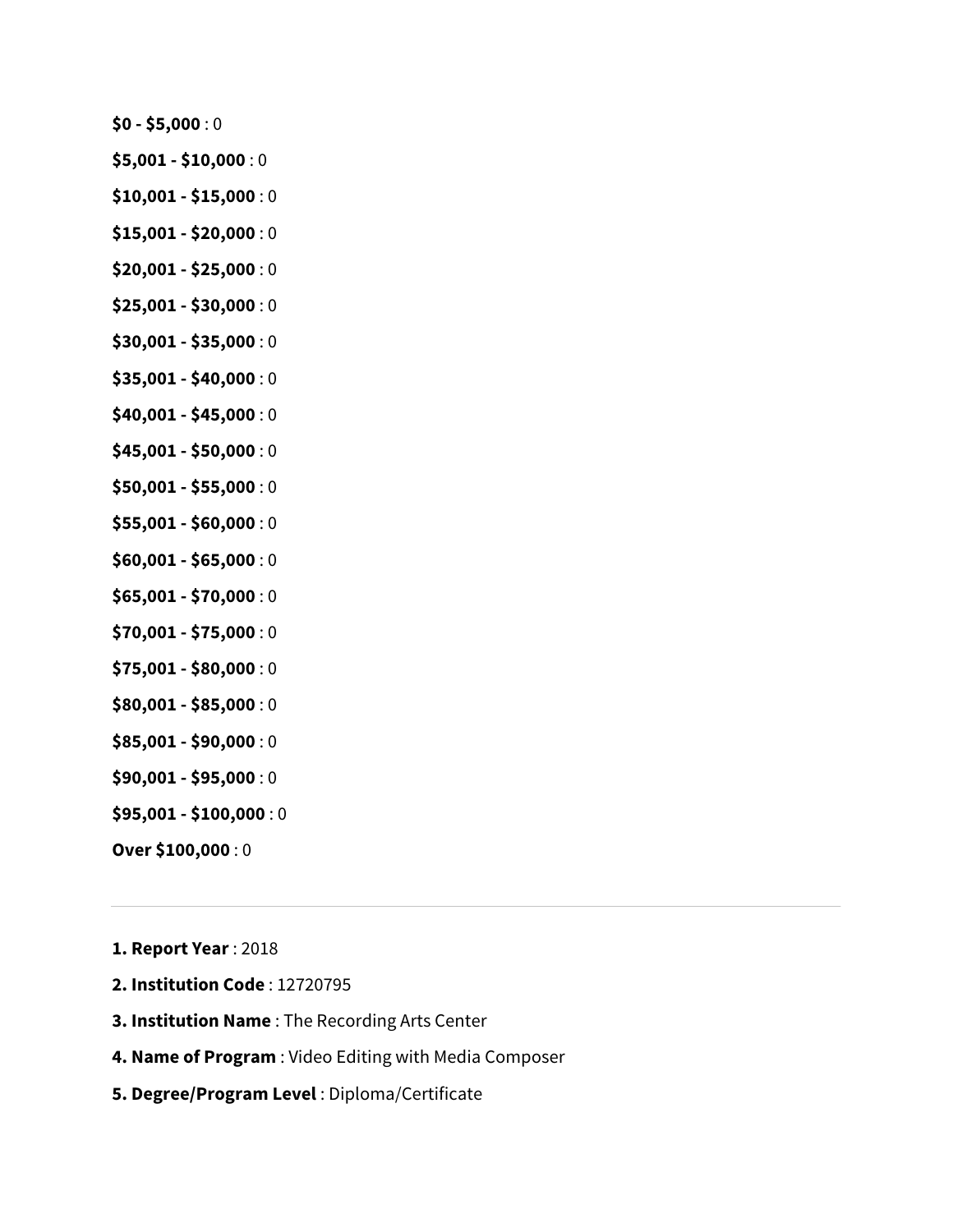**$0 - $5,000** : 0

**$5,001 - $10,000** : 0

**$10,001 - $15,000** : 0

**$15,001 - $20,000** : 0

**$20,001 - $25,000** : 0

**$25,001 - $30,000** : 0

**$30,001 - $35,000** : 0

**$35,001 - $40,000** : 0

**$40,001 - $45,000** : 0

**$45,001 - $50,000** : 0

**$50,001 - $55,000** : 0

**$55,001 - $60,000** : 0

**$60,001 - $65,000** : 0

**$65,001 - $70,000** : 0

**$70,001 - $75,000** : 0

**$75,001 - $80,000** : 0

**$80,001 - $85,000** : 0

**$85,001 - $90,000** : 0

**$90,001 - $95,000** : 0

**$95,001 - $100,000** : 0

**Over $100,000** : 0

---

**1. Report Year** : 2018

**2. Institution Code** : 12720795

**3. Institution Name** : The Recording Arts Center

**4. Name of Program** : Video Editing with Media Composer

**5. Degree/Program Level** : Diploma/Certificate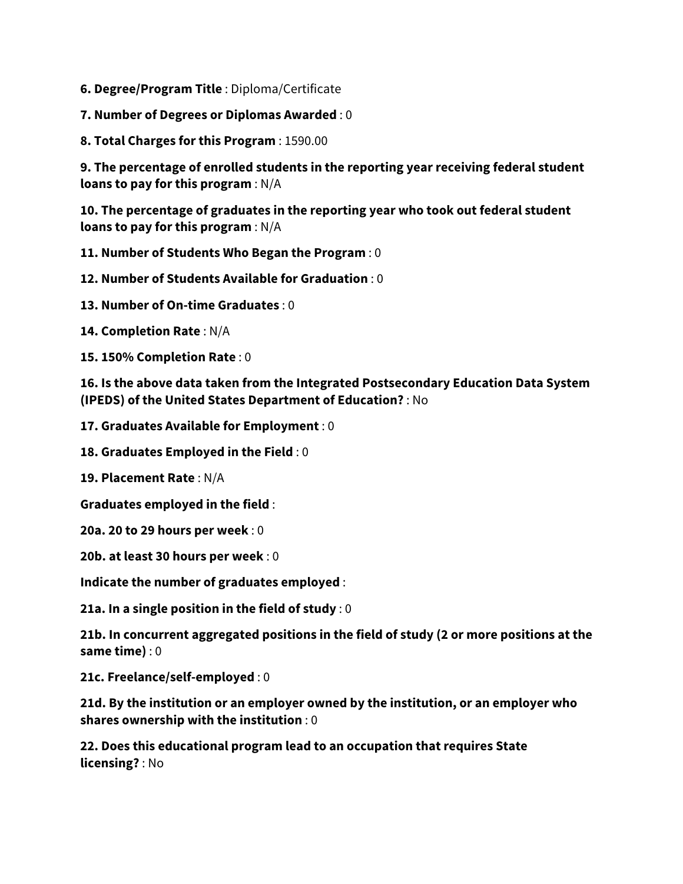**6. Degree/Program Title** : Diploma/Certificate

**7. Number of Degrees or Diplomas Awarded** : 0

**8. Total Charges for this Program** : 1590.00

**9. The percentage of enrolled students in the reporting year receiving federal student loans to pay for this program** : N/A

**10. The percentage of graduates in the reporting year who took out federal student loans to pay for this program** : N/A

**11. Number of Students Who Began the Program** : 0

**12. Number of Students Available for Graduation** : 0

**13. Number of On-time Graduates** : 0

**14. Completion Rate** : N/A

**15. 150% Completion Rate** : 0

**16. Is the above data taken from the Integrated Postsecondary Education Data System (IPEDS) of the United States Department of Education?** : No

**17. Graduates Available for Employment** : 0

**18. Graduates Employed in the Field** : 0

**19. Placement Rate** : N/A

**Graduates employed in the field** :

**20a. 20 to 29 hours per week** : 0

**20b. at least 30 hours per week** : 0

**Indicate the number of graduates employed** :

**21a. In a single position in the field of study** : 0

**21b. In concurrent aggregated positions in the field of study (2 or more positions at the same time)** : 0

**21c. Freelance/self-employed** : 0

**21d. By the institution or an employer owned by the institution, or an employer who shares ownership with the institution** : 0

**22. Does this educational program lead to an occupation that requires State licensing?** : No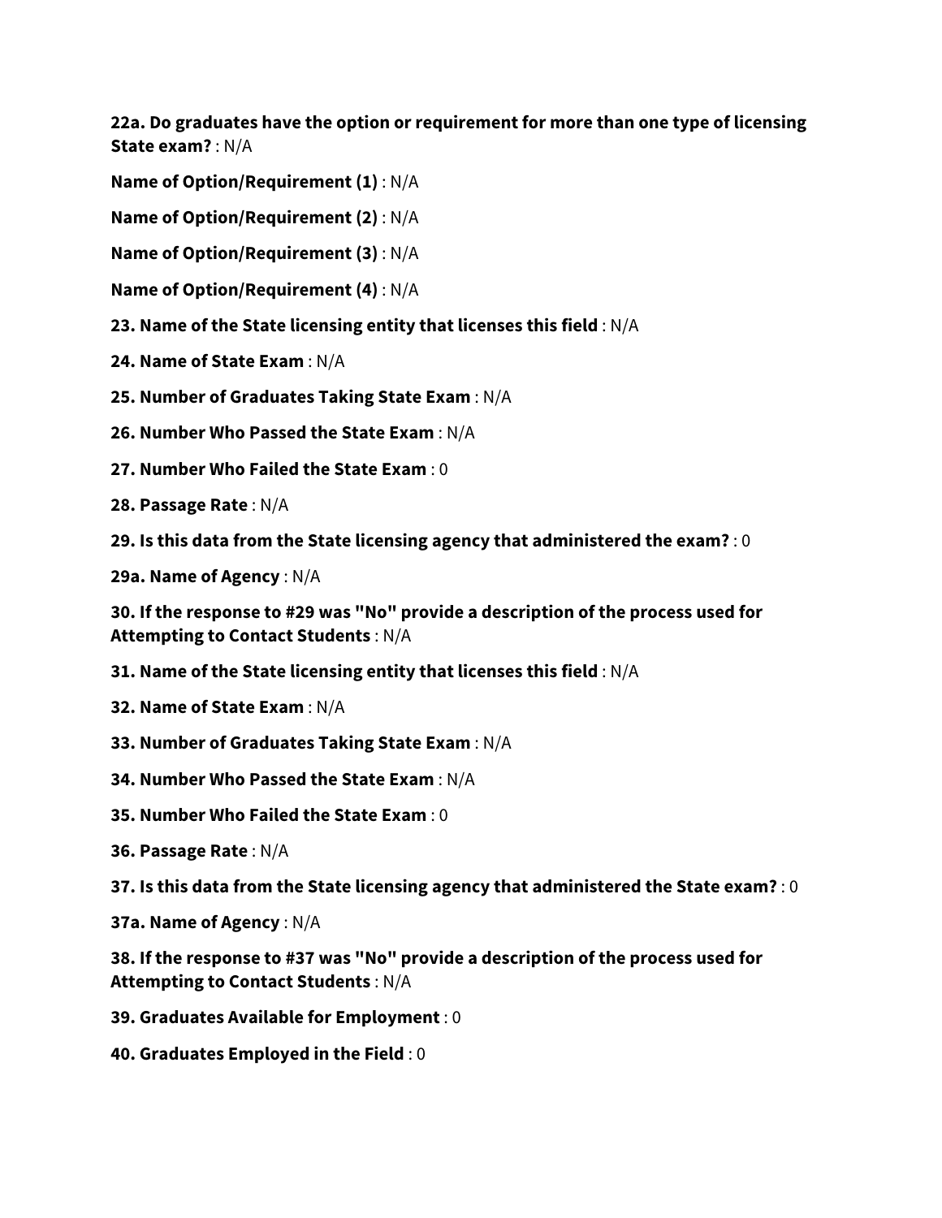**22a. Do graduates have the option or requirement for more than one type of licensing State exam?** : N/A

**Name of Option/Requirement (1)** : N/A

**Name of Option/Requirement (2)** : N/A

**Name of Option/Requirement (3)** : N/A

**Name of Option/Requirement (4)** : N/A

**23. Name of the State licensing entity that licenses this field** : N/A

**24. Name of State Exam** : N/A

**25. Number of Graduates Taking State Exam** : N/A

**26. Number Who Passed the State Exam** : N/A

**27. Number Who Failed the State Exam** : 0

**28. Passage Rate** : N/A

**29. Is this data from the State licensing agency that administered the exam?** : 0

**29a. Name of Agency** : N/A

**30. If the response to #29 was "No" provide a description of the process used for Attempting to Contact Students** : N/A

**31. Name of the State licensing entity that licenses this field** : N/A

**32. Name of State Exam** : N/A

**33. Number of Graduates Taking State Exam** : N/A

**34. Number Who Passed the State Exam** : N/A

**35. Number Who Failed the State Exam** : 0

**36. Passage Rate** : N/A

**37. Is this data from the State licensing agency that administered the State exam?** : 0

**37a. Name of Agency** : N/A

**38. If the response to #37 was "No" provide a description of the process used for Attempting to Contact Students** : N/A

**39. Graduates Available for Employment** : 0

**40. Graduates Employed in the Field** : 0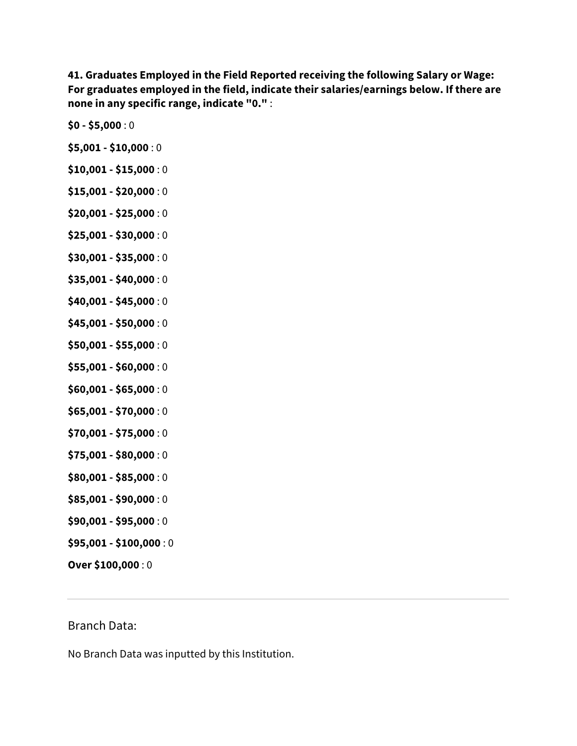**41. Graduates Employed in the Field Reported receiving the following Salary or Wage: For graduates employed in the field, indicate their salaries/earnings below. If there are none in any specific range, indicate "0."** :

**$0 - $5,000** : 0

**$5,001 - $10,000** : 0

**$10,001 - $15,000** : 0

**$15,001 - $20,000** : 0

**$20,001 - $25,000** : 0

**$25,001 - $30,000** : 0

**$30,001 - $35,000** : 0

**$35,001 - $40,000** : 0

**$40,001 - $45,000** : 0

**$45,001 - $50,000** : 0

**$50,001 - $55,000** : 0

**$55,001 - $60,000** : 0

**$60,001 - $65,000** : 0

**$65,001 - $70,000** : 0

**$70,001 - $75,000** : 0

**$75,001 - $80,000** : 0

**$80,001 - $85,000** : 0

**$85,001 - $90,000** : 0

**$90,001 - $95,000** : 0

**$95,001 - $100,000** : 0

**Over $100,000** : 0

---

Branch Data:

No Branch Data was inputted by this Institution.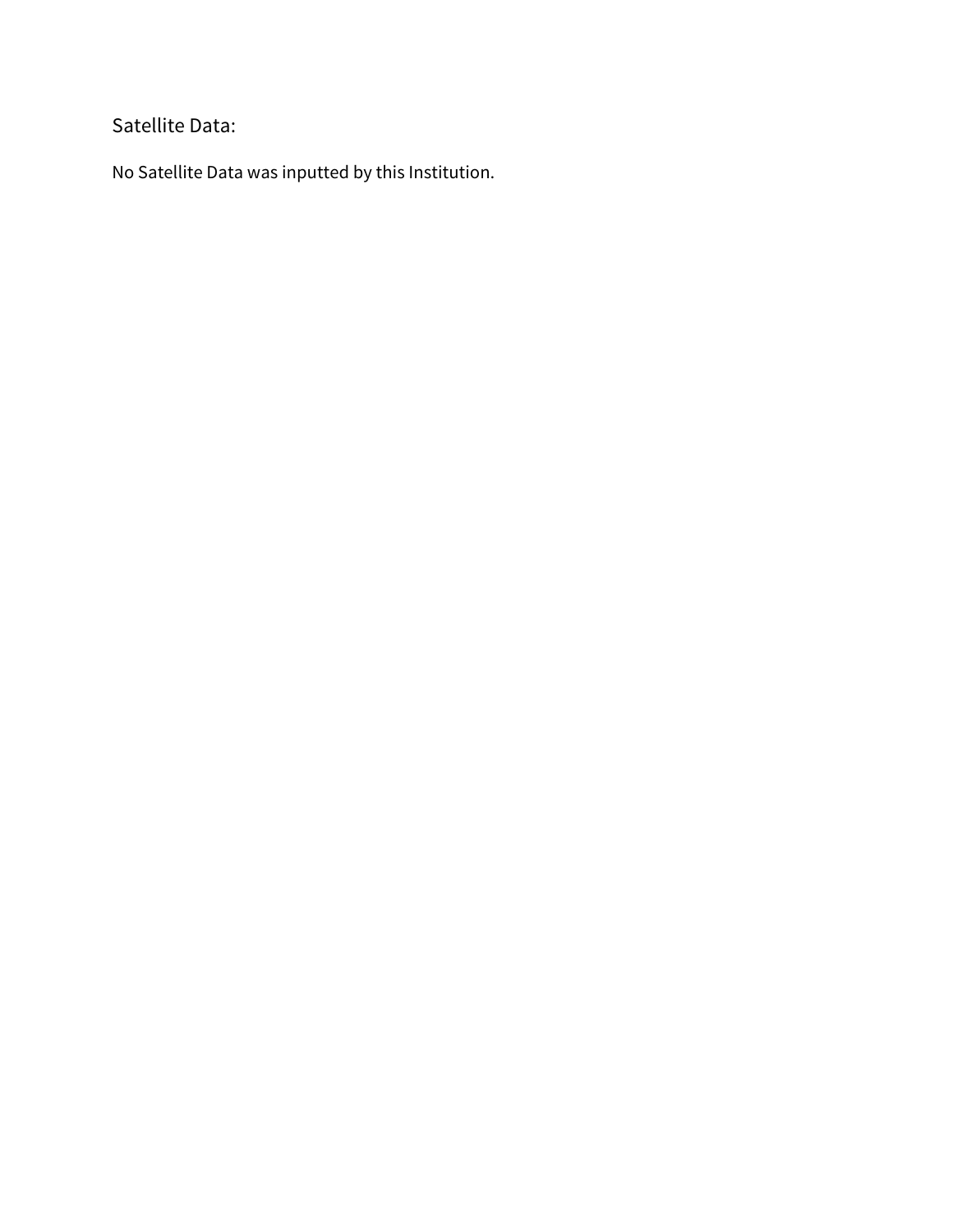## Satellite Data:

No Satellite Data was inputted by this Institution.